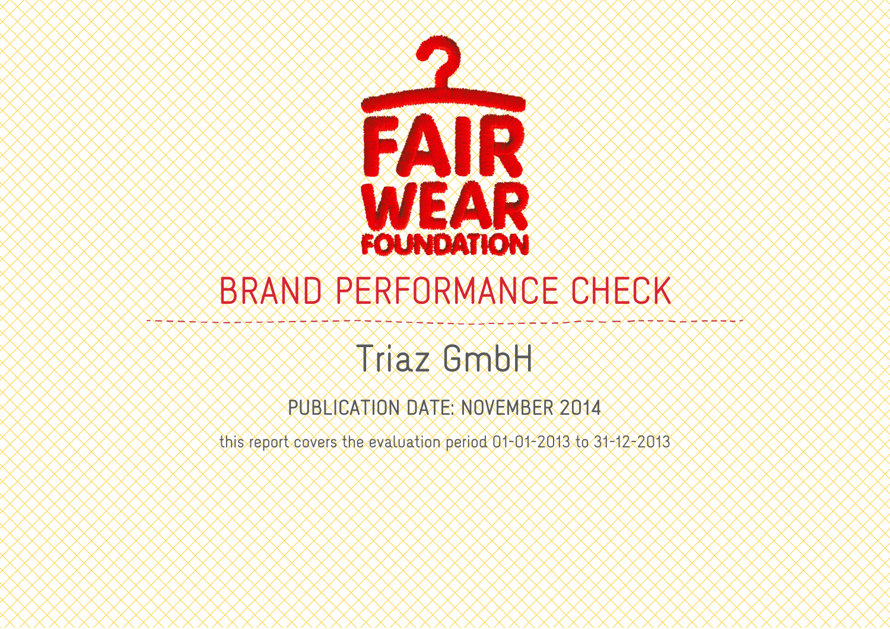FAIR WEAR FOUNDATION

# BRAND PERFORMANCE CHECK

## Triaz GmbH

PUBLICATION DATE: NOVEMBER 2014

this report covers the evaluation period 01-01-2013 to 31-12-2013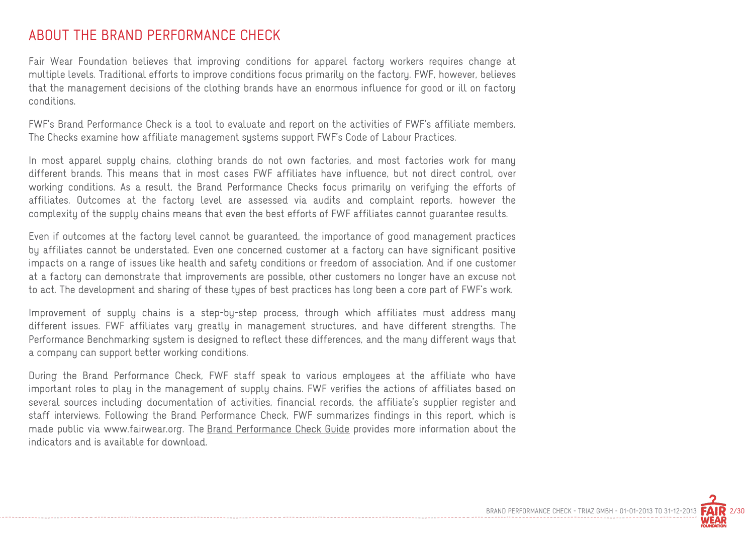# ABOUT THE BRAND PERFORMANCE CHECK

Fair Wear Foundation believes that improving conditions for apparel factory workers requires change at multiple levels. Traditional efforts to improve conditions focus primarily on the factory. FWF, however, believes that the management decisions of the clothing brands have an enormous influence for good or ill on factory conditions.

FWF's Brand Performance Check is a tool to evaluate and report on the activities of FWF's affiliate members. The Checks examine how affiliate management systems support FWF's Code of Labour Practices.

In most apparel supply chains, clothing brands do not own factories, and most factories work for many different brands. This means that in most cases FWF affiliates have influence, but not direct control, over working conditions. As a result, the Brand Performance Checks focus primarily on verifying the efforts of affiliates. Outcomes at the factory level are assessed via audits and complaint reports, however the complexity of the supply chains means that even the best efforts of FWF affiliates cannot guarantee results.

Even if outcomes at the factory level cannot be guaranteed, the importance of good management practices by affiliates cannot be understated. Even one concerned customer at a factory can have significant positive impacts on a range of issues like health and safety conditions or freedom of association. And if one customer at a factory can demonstrate that improvements are possible, other customers no longer have an excuse not to act. The development and sharing of these types of best practices has long been a core part of FWF's work.

Improvement of supply chains is a step-by-step process, through which affiliates must address many different issues. FWF affiliates vary greatly in management structures, and have different strengths. The Performance Benchmarking system is designed to reflect these differences, and the many different ways that a company can support better working conditions.

During the Brand Performance Check, FWF staff speak to various employees at the affiliate who have important roles to play in the management of supply chains. FWF verifies the actions of affiliates based on several sources including documentation of activities, financial records, the affiliate's supplier register and staff interviews. Following the Brand Performance Check, FWF summarizes findings in this report, which is made public via www.fairwear.org. The Brand Performance Check Guide provides more information about the indicators and is available for download.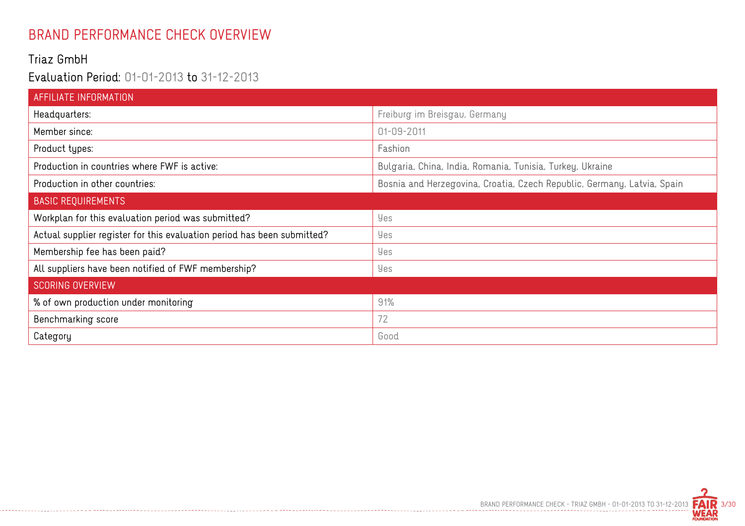# BRAND PERFORMANCE CHECK OVERVIEW

## Triaz GmbH

### Evaluation Period: 01-01-2013 to 31-12-2013

| AFFILIATE INFORMATION | |
|---|---|
| Headquarters: | Freiburg im Breisgau, Germany |
| Member since: | 01-09-2011 |
| Product types: | Fashion |
| Production in countries where FWF is active: | Bulgaria, China, India, Romania, Tunisia, Turkey, Ukraine |
| Production in other countries: | Bosnia and Herzegovina, Croatia, Czech Republic, Germany, Latvia, Spain |
| **BASIC REQUIREMENTS** | |
| Workplan for this evaluation period was submitted? | Yes |
| Actual supplier register for this evaluation period has been submitted? | Yes |
| Membership fee has been paid? | Yes |
| All suppliers have been notified of FWF membership? | Yes |
| **SCORING OVERVIEW** | |
| % of own production under monitoring | 91% |
| Benchmarking score | 72 |
| Category | Good |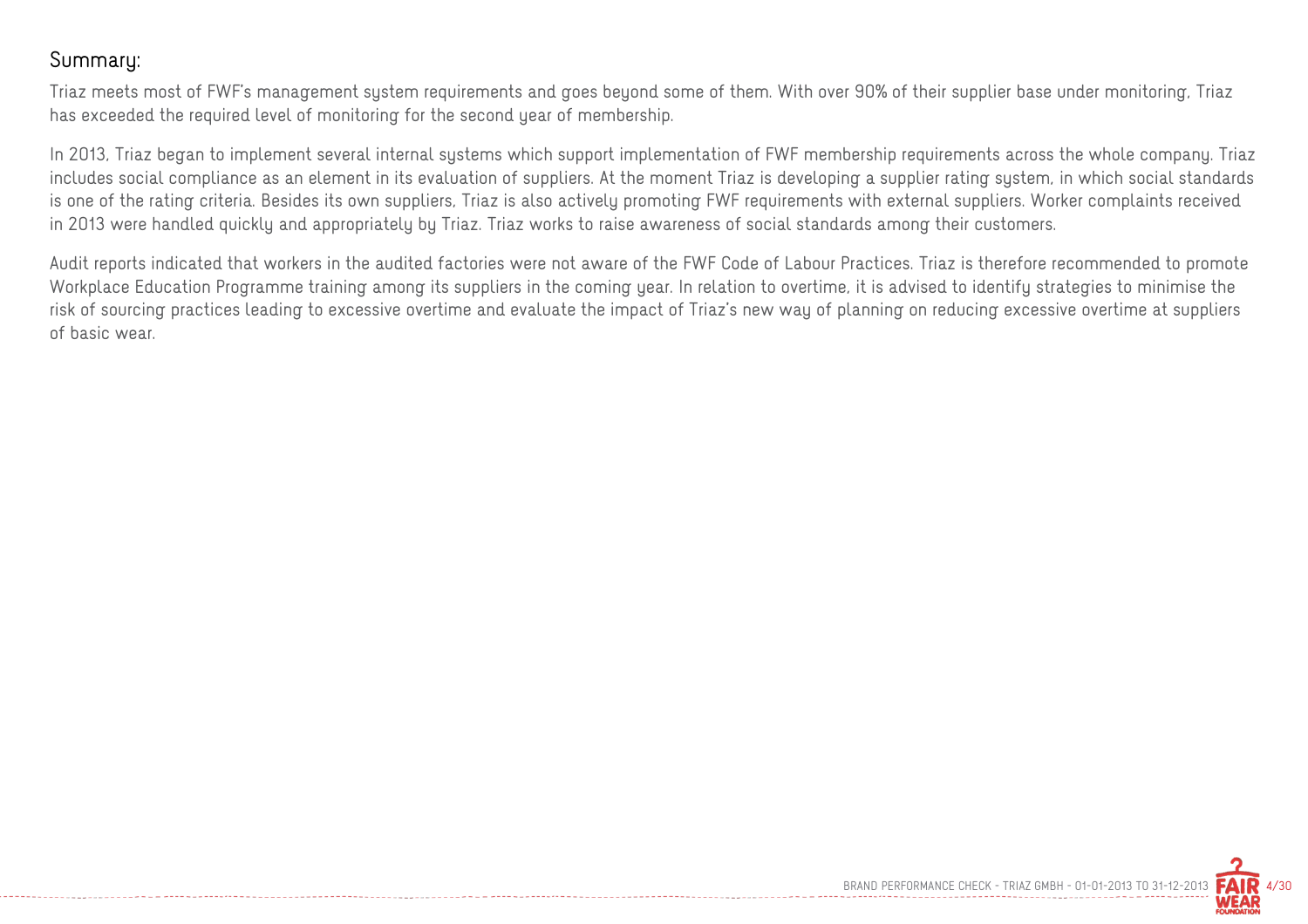## Summary:

Triaz meets most of FWF's management system requirements and goes beyond some of them. With over 90% of their supplier base under monitoring, Triaz has exceeded the required level of monitoring for the second year of membership.

In 2013, Triaz began to implement several internal systems which support implementation of FWF membership requirements across the whole company. Triaz includes social compliance as an element in its evaluation of suppliers. At the moment Triaz is developing a supplier rating system, in which social standards is one of the rating criteria. Besides its own suppliers, Triaz is also actively promoting FWF requirements with external suppliers. Worker complaints received in 2013 were handled quickly and appropriately by Triaz. Triaz works to raise awareness of social standards among their customers.

Audit reports indicated that workers in the audited factories were not aware of the FWF Code of Labour Practices. Triaz is therefore recommended to promote Workplace Education Programme training among its suppliers in the coming year. In relation to overtime, it is advised to identify strategies to minimise the risk of sourcing practices leading to excessive overtime and evaluate the impact of Triaz's new way of planning on reducing excessive overtime at suppliers of basic wear.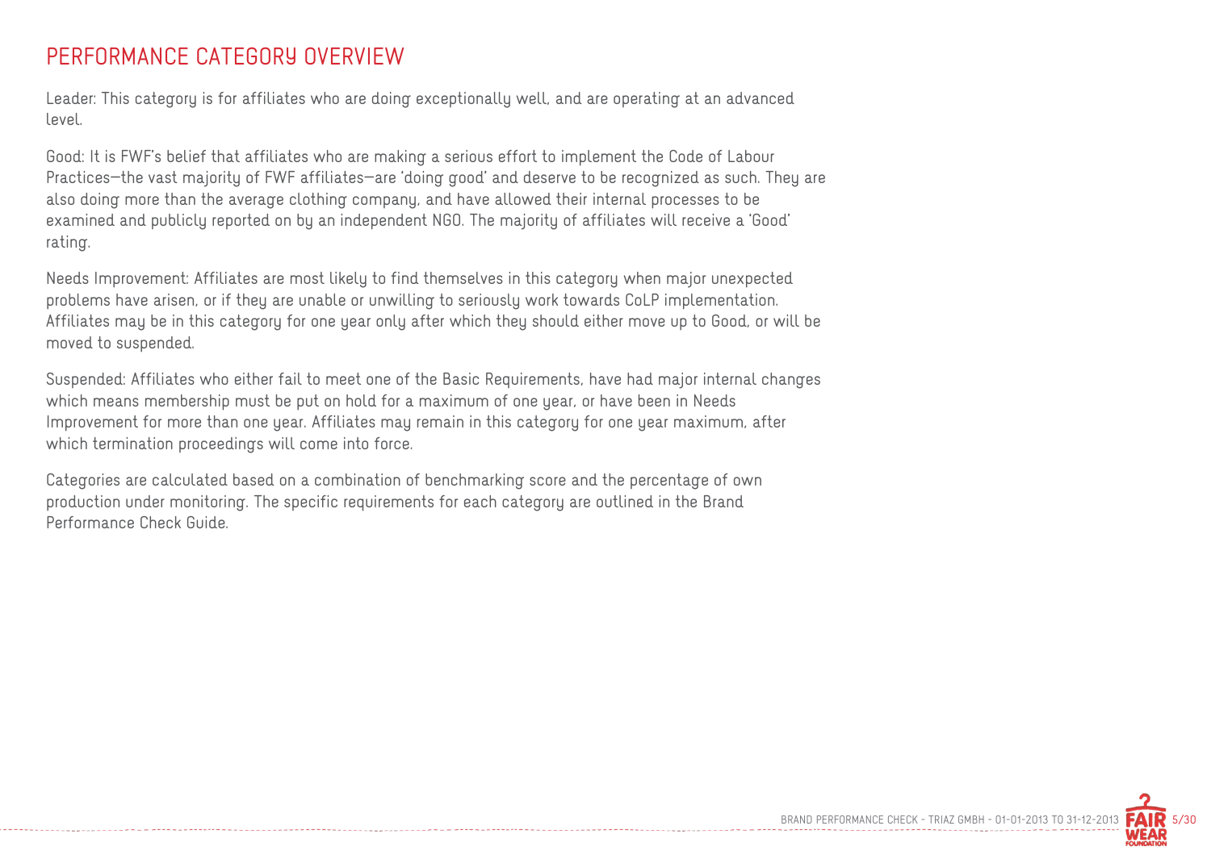# PERFORMANCE CATEGORY OVERVIEW

Leader: This category is for affiliates who are doing exceptionally well, and are operating at an advanced level.

Good: It is FWF's belief that affiliates who are making a serious effort to implement the Code of Labour Practices—the vast majority of FWF affiliates—are 'doing good' and deserve to be recognized as such. They are also doing more than the average clothing company, and have allowed their internal processes to be examined and publicly reported on by an independent NGO. The majority of affiliates will receive a 'Good' rating.

Needs Improvement: Affiliates are most likely to find themselves in this category when major unexpected problems have arisen, or if they are unable or unwilling to seriously work towards CoLP implementation. Affiliates may be in this category for one year only after which they should either move up to Good, or will be moved to suspended.

Suspended: Affiliates who either fail to meet one of the Basic Requirements, have had major internal changes which means membership must be put on hold for a maximum of one year, or have been in Needs Improvement for more than one year. Affiliates may remain in this category for one year maximum, after which termination proceedings will come into force.

Categories are calculated based on a combination of benchmarking score and the percentage of own production under monitoring. The specific requirements for each category are outlined in the Brand Performance Check Guide.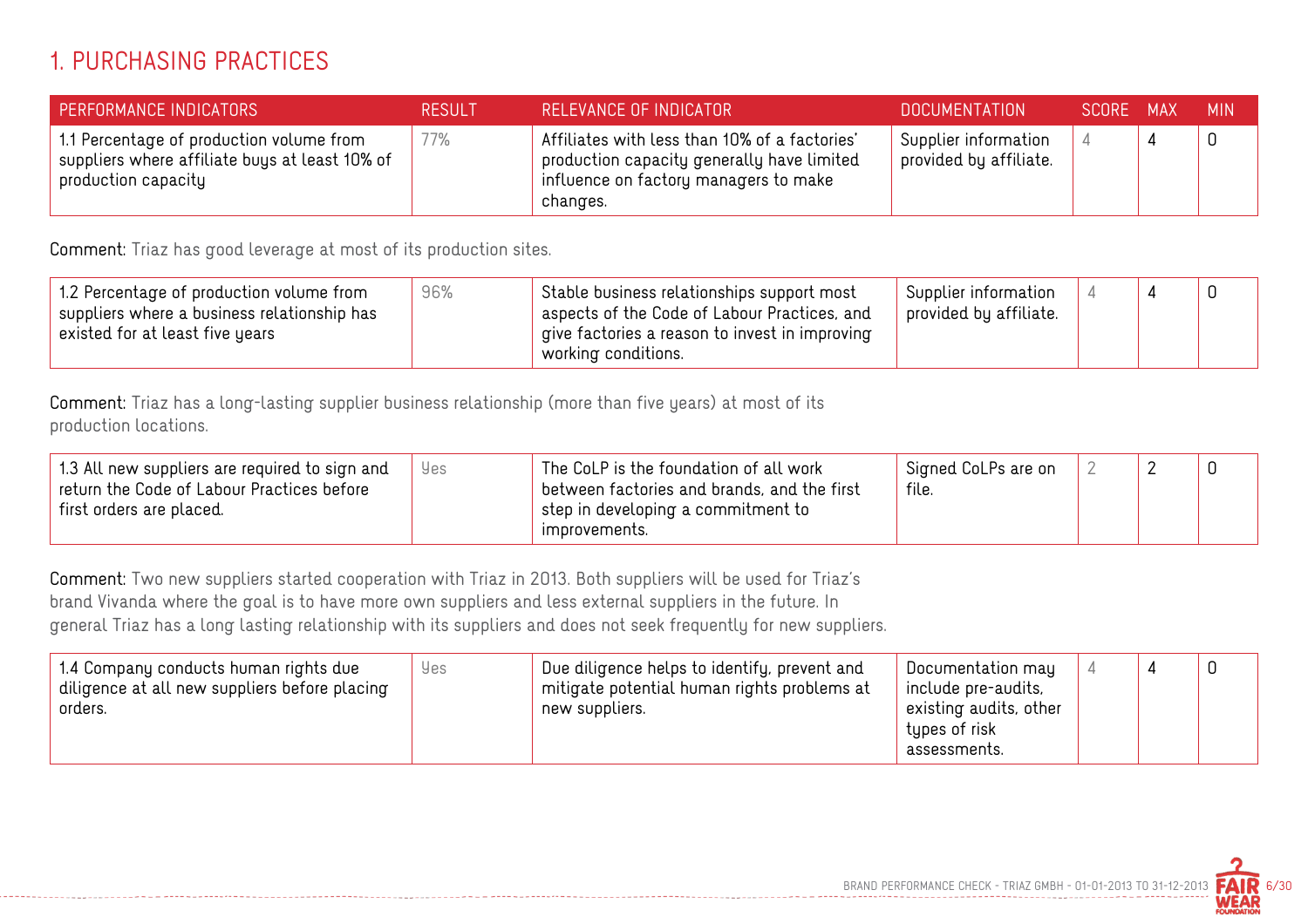# 1. PURCHASING PRACTICES

| PERFORMANCE INDICATORS | RESULT | RELEVANCE OF INDICATOR | DOCUMENTATION | SCORE | MAX | MIN |
|---|---|---|---|---|---|---|
| 1.1 Percentage of production volume from suppliers where affiliate buys at least 10% of production capacity | 77% | Affiliates with less than 10% of a factories' production capacity generally have limited influence on factory managers to make changes. | Supplier information provided by affiliate. | 4 | 4 | 0 |

**Comment:** Triaz has good leverage at most of its production sites.

| PERFORMANCE INDICATORS | RESULT | RELEVANCE OF INDICATOR | DOCUMENTATION | SCORE | MAX | MIN |
|---|---|---|---|---|---|---|
| 1.2 Percentage of production volume from suppliers where a business relationship has existed for at least five years | 96% | Stable business relationships support most aspects of the Code of Labour Practices, and give factories a reason to invest in improving working conditions. | Supplier information provided by affiliate. | 4 | 4 | 0 |

**Comment:** Triaz has a long-lasting supplier business relationship (more than five years) at most of its production locations.

| PERFORMANCE INDICATORS | RESULT | RELEVANCE OF INDICATOR | DOCUMENTATION | SCORE | MAX | MIN |
|---|---|---|---|---|---|---|
| 1.3 All new suppliers are required to sign and return the Code of Labour Practices before first orders are placed. | Yes | The CoLP is the foundation of all work between factories and brands, and the first step in developing a commitment to improvements. | Signed CoLPs are on file. | 2 | 2 | 0 |

**Comment:** Two new suppliers started cooperation with Triaz in 2013. Both suppliers will be used for Triaz's brand Vivanda where the goal is to have more own suppliers and less external suppliers in the future. In general Triaz has a long lasting relationship with its suppliers and does not seek frequently for new suppliers.

| PERFORMANCE INDICATORS | RESULT | RELEVANCE OF INDICATOR | DOCUMENTATION | SCORE | MAX | MIN |
|---|---|---|---|---|---|---|
| 1.4 Company conducts human rights due diligence at all new suppliers before placing orders. | Yes | Due diligence helps to identify, prevent and mitigate potential human rights problems at new suppliers. | Documentation may include pre-audits, existing audits, other types of risk assessments. | 4 | 4 | 0 |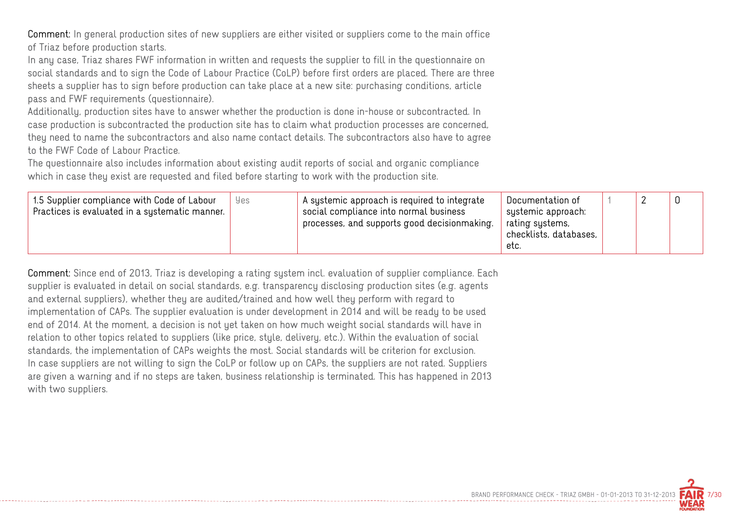**Comment:** In general production sites of new suppliers are either visited or suppliers come to the main office of Triaz before production starts.
In any case, Triaz shares FWF information in written and requests the supplier to fill in the questionnaire on social standards and to sign the Code of Labour Practice (CoLP) before first orders are placed. There are three sheets a supplier has to sign before production can take place at a new site: purchasing conditions, article pass and FWF requirements (questionnaire).
Additionally, production sites have to answer whether the production is done in-house or subcontracted. In case production is subcontracted the production site has to claim what production processes are concerned, they need to name the subcontractors and also name contact details. The subcontractors also have to agree to the FWF Code of Labour Practice.
The questionnaire also includes information about existing audit reports of social and organic compliance which in case they exist are requested and filed before starting to work with the production site.

| | | | | | | |
|---|---|---|---|---|---|---|
| 1.5 Supplier compliance with Code of Labour Practices is evaluated in a systematic manner. | Yes | A systemic approach is required to integrate social compliance into normal business processes, and supports good decisionmaking. | Documentation of systemic approach: rating systems, checklists, databases, etc. | 1 | 2 | 0 |

**Comment:** Since end of 2013, Triaz is developing a rating system incl. evaluation of supplier compliance. Each supplier is evaluated in detail on social standards, e.g. transparency disclosing production sites (e.g. agents and external suppliers), whether they are audited/trained and how well they perform with regard to implementation of CAPs. The supplier evaluation is under development in 2014 and will be ready to be used end of 2014. At the moment, a decision is not yet taken on how much weight social standards will have in relation to other topics related to suppliers (like price, style, delivery, etc.). Within the evaluation of social standards, the implementation of CAPs weights the most. Social standards will be criterion for exclusion.
In case suppliers are not willing to sign the CoLP or follow up on CAPs, the suppliers are not rated. Suppliers are given a warning and if no steps are taken, business relationship is terminated. This has happened in 2013 with two suppliers.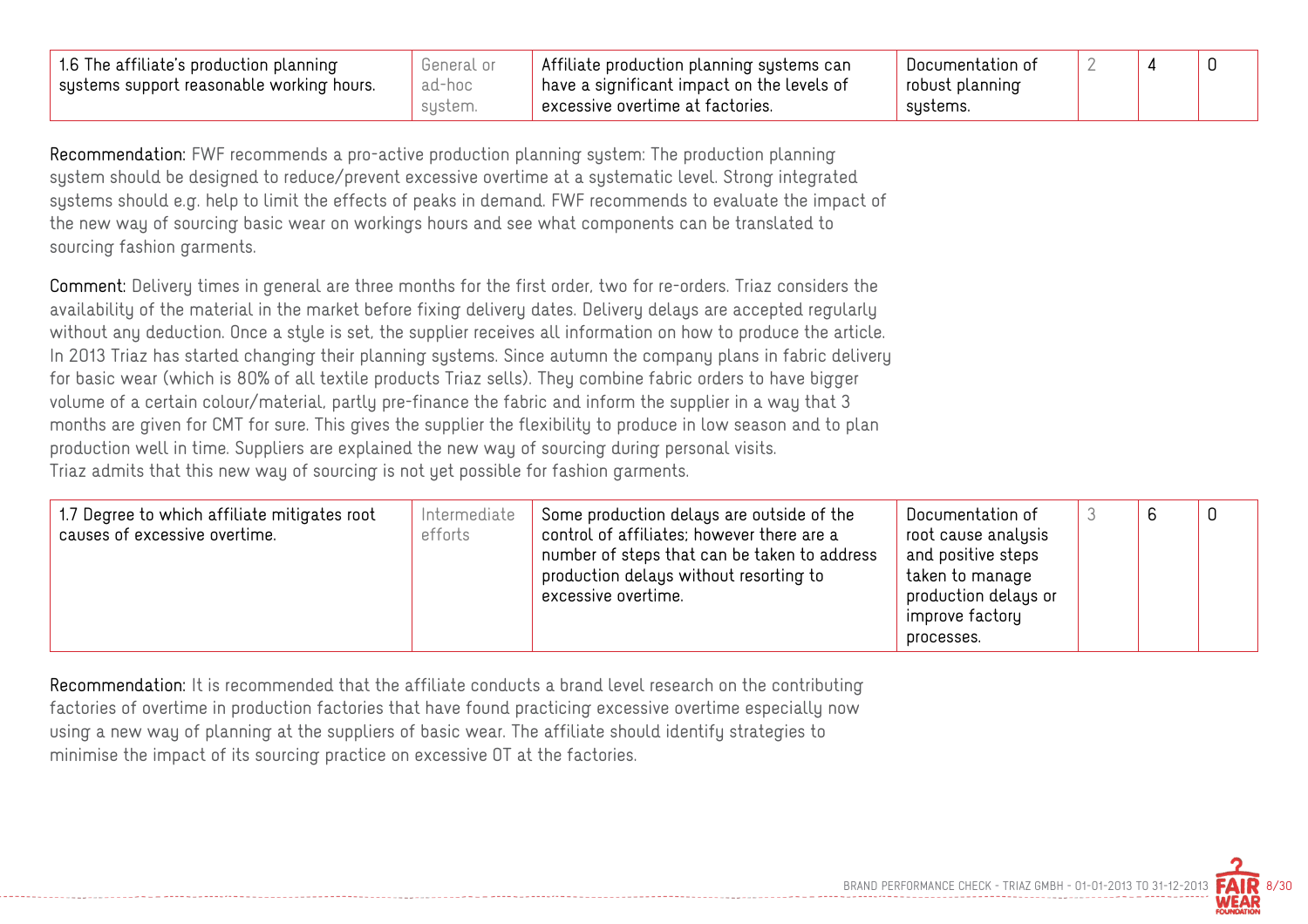| | | | | | | |
|---|---|---|---|---|---|---|
| 1.6 The affiliate's production planning systems support reasonable working hours. | General or ad-hoc system. | Affiliate production planning systems can have a significant impact on the levels of excessive overtime at factories. | Documentation of robust planning systems. | 2 | 4 | 0 |

**Recommendation:** FWF recommends a pro-active production planning system: The production planning system should be designed to reduce/prevent excessive overtime at a systematic level. Strong integrated systems should e.g. help to limit the effects of peaks in demand. FWF recommends to evaluate the impact of the new way of sourcing basic wear on workings hours and see what components can be translated to sourcing fashion garments.

**Comment:** Delivery times in general are three months for the first order, two for re-orders. Triaz considers the availability of the material in the market before fixing delivery dates. Delivery delays are accepted regularly without any deduction. Once a style is set, the supplier receives all information on how to produce the article. In 2013 Triaz has started changing their planning systems. Since autumn the company plans in fabric delivery for basic wear (which is 80% of all textile products Triaz sells). They combine fabric orders to have bigger volume of a certain colour/material, partly pre-finance the fabric and inform the supplier in a way that 3 months are given for CMT for sure. This gives the supplier the flexibility to produce in low season and to plan production well in time. Suppliers are explained the new way of sourcing during personal visits.
Triaz admits that this new way of sourcing is not yet possible for fashion garments.

| | | | | | | |
|---|---|---|---|---|---|---|
| 1.7 Degree to which affiliate mitigates root causes of excessive overtime. | Intermediate efforts | Some production delays are outside of the control of affiliates; however there are a number of steps that can be taken to address production delays without resorting to excessive overtime. | Documentation of root cause analysis and positive steps taken to manage production delays or improve factory processes. | 3 | 6 | 0 |

**Recommendation:** It is recommended that the affiliate conducts a brand level research on the contributing factories of overtime in production factories that have found practicing excessive overtime especially now using a new way of planning at the suppliers of basic wear. The affiliate should identify strategies to minimise the impact of its sourcing practice on excessive OT at the factories.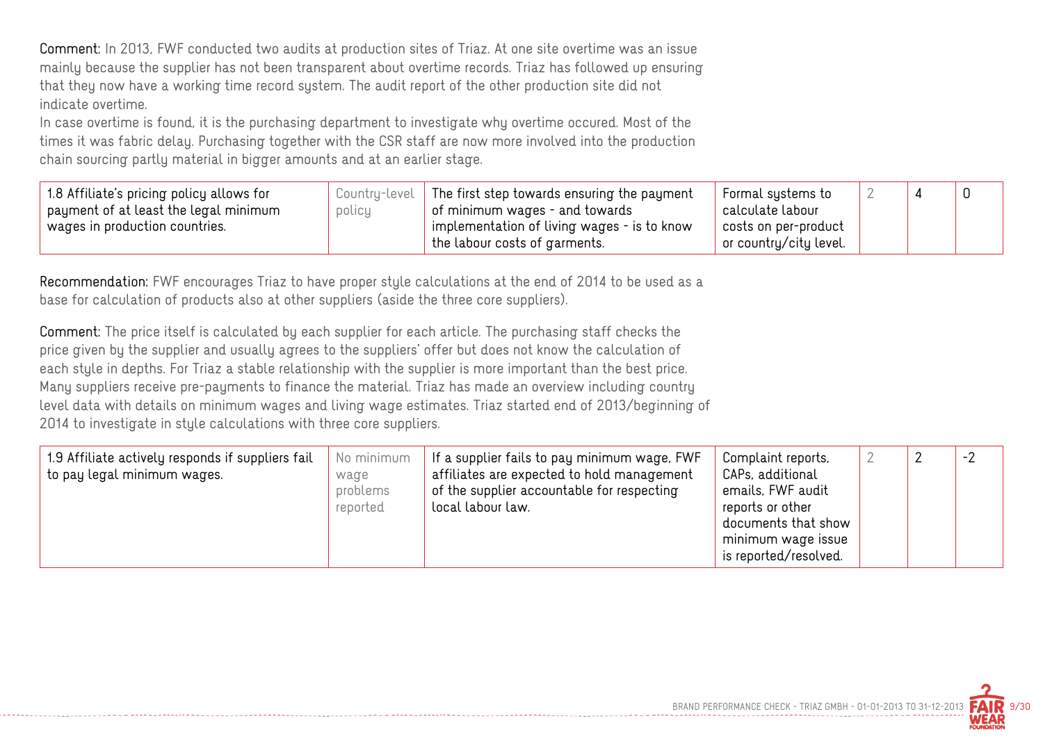**Comment:** In 2013, FWF conducted two audits at production sites of Triaz. At one site overtime was an issue mainly because the supplier has not been transparent about overtime records. Triaz has followed up ensuring that they now have a working time record system. The audit report of the other production site did not indicate overtime.
In case overtime is found, it is the purchasing department to investigate why overtime occured. Most of the times it was fabric delay. Purchasing together with the CSR staff are now more involved into the production chain sourcing partly material in bigger amounts and at an earlier stage.

| | | | | | | |
|---|---|---|---|---|---|---|
| 1.8 Affiliate's pricing policy allows for payment of at least the legal minimum wages in production countries. | Country-level policy | The first step towards ensuring the payment of minimum wages - and towards implementation of living wages - is to know the labour costs of garments. | Formal systems to calculate labour costs on per-product or country/city level. | 2 | 4 | 0 |

**Recommendation:** FWF encourages Triaz to have proper style calculations at the end of 2014 to be used as a base for calculation of products also at other suppliers (aside the three core suppliers).

**Comment:** The price itself is calculated by each supplier for each article. The purchasing staff checks the price given by the supplier and usually agrees to the suppliers' offer but does not know the calculation of each style in depths. For Triaz a stable relationship with the supplier is more important than the best price. Many suppliers receive pre-payments to finance the material. Triaz has made an overview including country level data with details on minimum wages and living wage estimates. Triaz started end of 2013/beginning of 2014 to investigate in style calculations with three core suppliers.

| | | | | | | |
|---|---|---|---|---|---|---|
| 1.9 Affiliate actively responds if suppliers fail to pay legal minimum wages. | No minimum wage problems reported | If a supplier fails to pay minimum wage, FWF affiliates are expected to hold management of the supplier accountable for respecting local labour law. | Complaint reports, CAPs, additional emails, FWF audit reports or other documents that show minimum wage issue is reported/resolved. | 2 | 2 | -2 |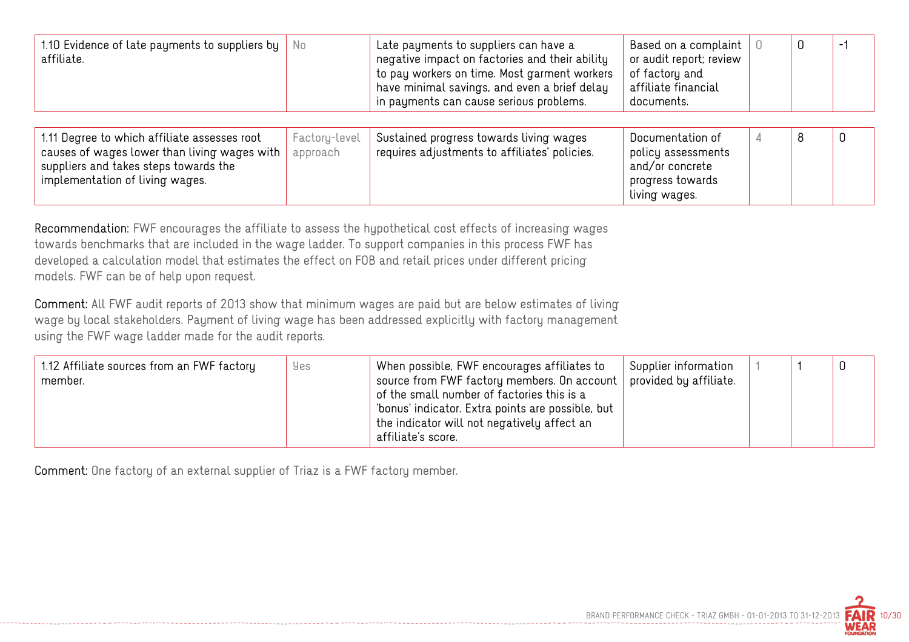| | | | | | | |
|---|---|---|---|---|---|---|
| 1.10 Evidence of late payments to suppliers by affiliate. | No | Late payments to suppliers can have a negative impact on factories and their ability to pay workers on time. Most garment workers have minimal savings, and even a brief delay in payments can cause serious problems. | Based on a complaint or audit report; review of factory and affiliate financial documents. | 0 | 0 | -1 |

| | | | | | | |
|---|---|---|---|---|---|---|
| 1.11 Degree to which affiliate assesses root causes of wages lower than living wages with suppliers and takes steps towards the implementation of living wages. | Factory-level approach | Sustained progress towards living wages requires adjustments to affiliates' policies. | Documentation of policy assessments and/or concrete progress towards living wages. | 4 | 8 | 0 |

**Recommendation:** FWF encourages the affiliate to assess the hypothetical cost effects of increasing wages towards benchmarks that are included in the wage ladder. To support companies in this process FWF has developed a calculation model that estimates the effect on FOB and retail prices under different pricing models. FWF can be of help upon request.

**Comment:** All FWF audit reports of 2013 show that minimum wages are paid but are below estimates of living wage by local stakeholders. Payment of living wage has been addressed explicitly with factory management using the FWF wage ladder made for the audit reports.

| | | | | | | |
|---|---|---|---|---|---|---|
| 1.12 Affiliate sources from an FWF factory member. | Yes | When possible, FWF encourages affiliates to source from FWF factory members. On account of the small number of factories this is a 'bonus' indicator. Extra points are possible, but the indicator will not negatively affect an affiliate's score. | Supplier information provided by affiliate. | 1 | 1 | 0 |

**Comment:** One factory of an external supplier of Triaz is a FWF factory member.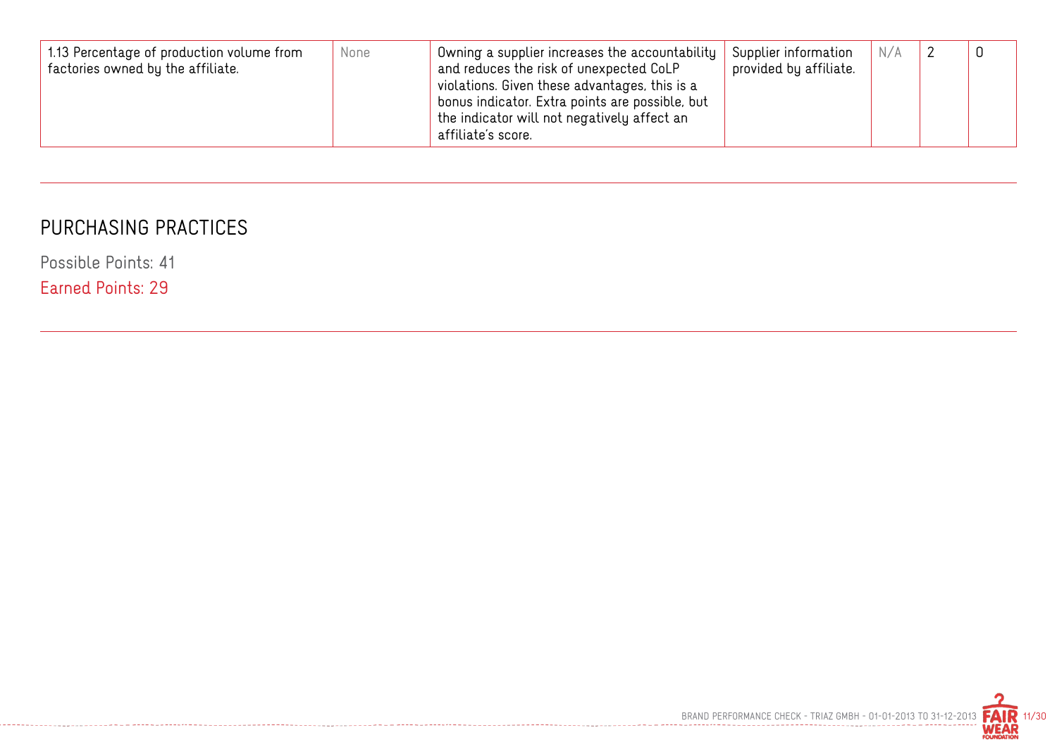| | | | | | | |
|---|---|---|---|---|---|---|
| 1.13 Percentage of production volume from factories owned by the affiliate. | None | Owning a supplier increases the accountability and reduces the risk of unexpected CoLP violations. Given these advantages, this is a bonus indicator. Extra points are possible, but the indicator will not negatively affect an affiliate's score. | Supplier information provided by affiliate. | N/A | 2 | 0 |

## PURCHASING PRACTICES

Possible Points: 41

Earned Points: 29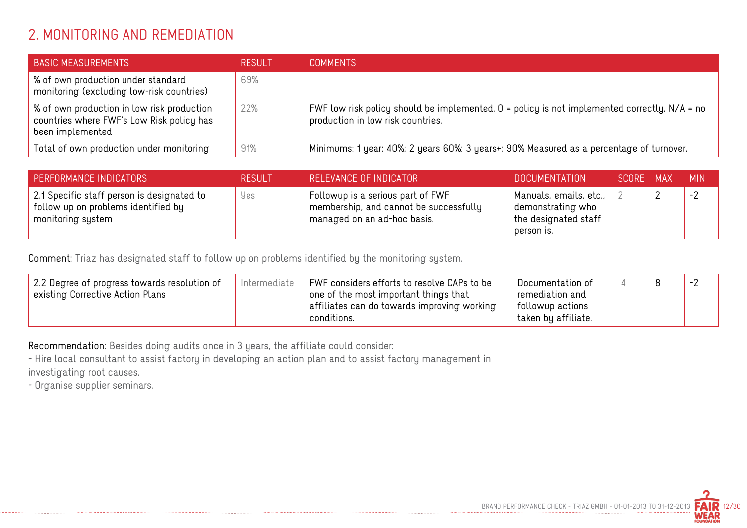## 2. MONITORING AND REMEDIATION

| BASIC MEASUREMENTS | RESULT | COMMENTS |
|---|---|---|
| % of own production under standard monitoring (excluding low-risk countries) | 69% | |
| % of own production in low risk production countries where FWF's Low Risk policy has been implemented | 22% | FWF low risk policy should be implemented. 0 = policy is not implemented correctly. N/A = no production in low risk countries. |
| Total of own production under monitoring | 91% | Minimums: 1 year: 40%; 2 years 60%; 3 years+: 90% Measured as a percentage of turnover. |

| PERFORMANCE INDICATORS | RESULT | RELEVANCE OF INDICATOR | DOCUMENTATION | SCORE | MAX | MIN |
|---|---|---|---|---|---|---|
| 2.1 Specific staff person is designated to follow up on problems identified by monitoring system | Yes | Followup is a serious part of FWF membership, and cannot be successfully managed on an ad-hoc basis. | Manuals, emails, etc., demonstrating who the designated staff person is. | 2 | 2 | -2 |

**Comment:** Triaz has designated staff to follow up on problems identified by the monitoring system.

| PERFORMANCE INDICATORS | RESULT | RELEVANCE OF INDICATOR | DOCUMENTATION | SCORE | MAX | MIN |
|---|---|---|---|---|---|---|
| 2.2 Degree of progress towards resolution of existing Corrective Action Plans | Intermediate | FWF considers efforts to resolve CAPs to be one of the most important things that affiliates can do towards improving working conditions. | Documentation of remediation and followup actions taken by affiliate. | 4 | 8 | -2 |

**Recommendation:** Besides doing audits once in 3 years, the affiliate could consider:
- Hire local consultant to assist factory in developing an action plan and to assist factory management in investigating root causes.
- Organise supplier seminars.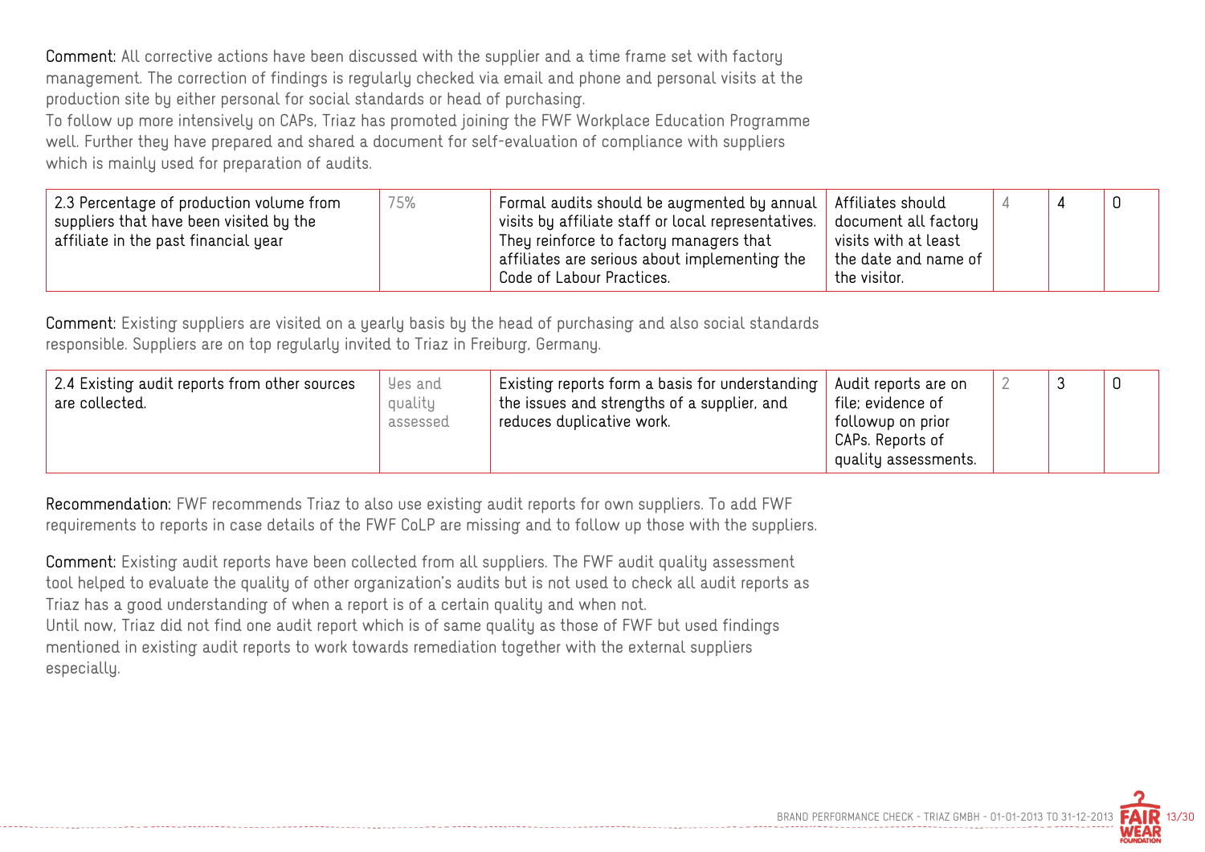**Comment:** All corrective actions have been discussed with the supplier and a time frame set with factory management. The correction of findings is regularly checked via email and phone and personal visits at the production site by either personal for social standards or head of purchasing.
To follow up more intensively on CAPs, Triaz has promoted joining the FWF Workplace Education Programme well. Further they have prepared and shared a document for self-evaluation of compliance with suppliers which is mainly used for preparation of audits.

| | | | | | | |
|---|---|---|---|---|---|---|
| 2.3 Percentage of production volume from suppliers that have been visited by the affiliate in the past financial year | 75% | Formal audits should be augmented by annual visits by affiliate staff or local representatives. They reinforce to factory managers that affiliates are serious about implementing the Code of Labour Practices. | Affiliates should document all factory visits with at least the date and name of the visitor. | 4 | 4 | 0 |

**Comment:** Existing suppliers are visited on a yearly basis by the head of purchasing and also social standards responsible. Suppliers are on top regularly invited to Triaz in Freiburg, Germany.

| | | | | | | |
|---|---|---|---|---|---|---|
| 2.4 Existing audit reports from other sources are collected. | Yes and quality assessed | Existing reports form a basis for understanding the issues and strengths of a supplier, and reduces duplicative work. | Audit reports are on file; evidence of followup on prior CAPs. Reports of quality assessments. | 2 | 3 | 0 |

**Recommendation:** FWF recommends Triaz to also use existing audit reports for own suppliers. To add FWF requirements to reports in case details of the FWF CoLP are missing and to follow up those with the suppliers.

**Comment:** Existing audit reports have been collected from all suppliers. The FWF audit quality assessment tool helped to evaluate the quality of other organization's audits but is not used to check all audit reports as Triaz has a good understanding of when a report is of a certain quality and when not.
Until now, Triaz did not find one audit report which is of same quality as those of FWF but used findings mentioned in existing audit reports to work towards remediation together with the external suppliers especially.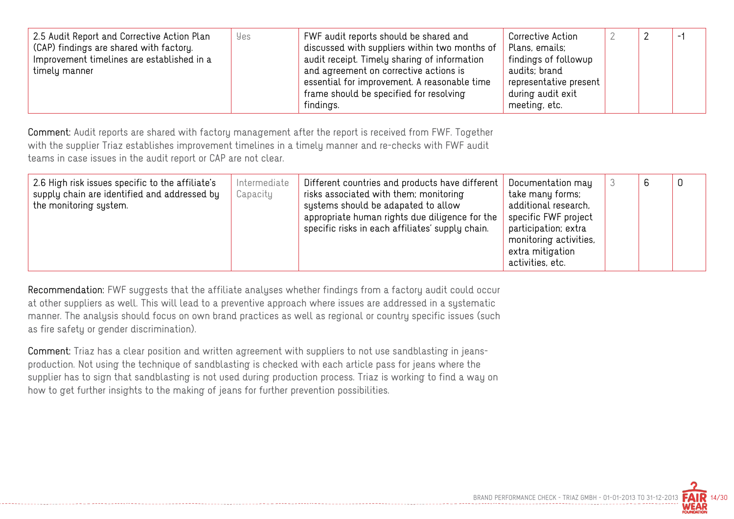| 2.5 Audit Report and Corrective Action Plan (CAP) findings are shared with factory. Improvement timelines are established in a timely manner | Yes | FWF audit reports should be shared and discussed with suppliers within two months of audit receipt. Timely sharing of information and agreement on corrective actions is essential for improvement. A reasonable time frame should be specified for resolving findings. | Corrective Action Plans, emails; findings of followup audits; brand representative present during audit exit meeting, etc. | 2 | 2 | -1 |
|---|---|---|---|---|---|---|

**Comment:** Audit reports are shared with factory management after the report is received from FWF. Together with the supplier Triaz establishes improvement timelines in a timely manner and re-checks with FWF audit teams in case issues in the audit report or CAP are not clear.

| 2.6 High risk issues specific to the affiliate's supply chain are identified and addressed by the monitoring system. | Intermediate Capacity | Different countries and products have different risks associated with them; monitoring systems should be adapated to allow appropriate human rights due diligence for the specific risks in each affiliates' supply chain. | Documentation may take many forms; additional research, specific FWF project participation; extra monitoring activities, extra mitigation activities, etc. | 3 | 6 | 0 |
|---|---|---|---|---|---|---|

**Recommendation:** FWF suggests that the affiliate analyses whether findings from a factory audit could occur at other suppliers as well. This will lead to a preventive approach where issues are addressed in a systematic manner. The analysis should focus on own brand practices as well as regional or country specific issues (such as fire safety or gender discrimination).

**Comment:** Triaz has a clear position and written agreement with suppliers to not use sandblasting in jeans-production. Not using the technique of sandblasting is checked with each article pass for jeans where the supplier has to sign that sandblasting is not used during production process. Triaz is working to find a way on how to get further insights to the making of jeans for further prevention possibilities.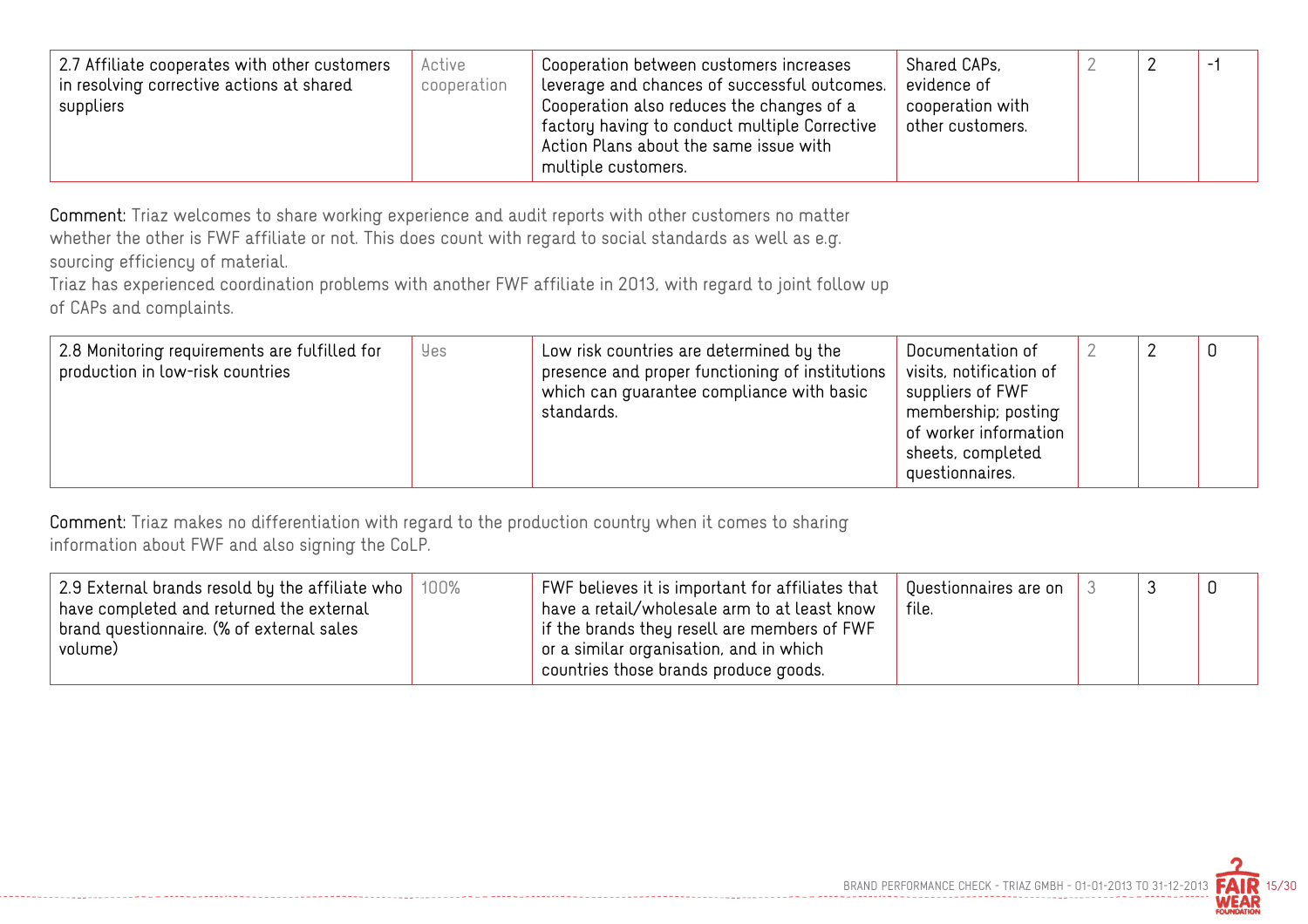| | | | | | | |
|---|---|---|---|---|---|---|
| 2.7 Affiliate cooperates with other customers in resolving corrective actions at shared suppliers | Active cooperation | Cooperation between customers increases leverage and chances of successful outcomes. Cooperation also reduces the changes of a factory having to conduct multiple Corrective Action Plans about the same issue with multiple customers. | Shared CAPs, evidence of cooperation with other customers. | 2 | 2 | -1 |

**Comment:** Triaz welcomes to share working experience and audit reports with other customers no matter whether the other is FWF affiliate or not. This does count with regard to social standards as well as e.g. sourcing efficiency of material.
Triaz has experienced coordination problems with another FWF affiliate in 2013, with regard to joint follow up of CAPs and complaints.

| | | | | | | |
|---|---|---|---|---|---|---|
| 2.8 Monitoring requirements are fulfilled for production in low-risk countries | Yes | Low risk countries are determined by the presence and proper functioning of institutions which can guarantee compliance with basic standards. | Documentation of visits, notification of suppliers of FWF membership; posting of worker information sheets, completed questionnaires. | 2 | 2 | 0 |

**Comment:** Triaz makes no differentiation with regard to the production country when it comes to sharing information about FWF and also signing the CoLP.

| | | | | | | |
|---|---|---|---|---|---|---|
| 2.9 External brands resold by the affiliate who have completed and returned the external brand questionnaire. (% of external sales volume) | 100% | FWF believes it is important for affiliates that have a retail/wholesale arm to at least know if the brands they resell are members of FWF or a similar organisation, and in which countries those brands produce goods. | Questionnaires are on file. | 3 | 3 | 0 |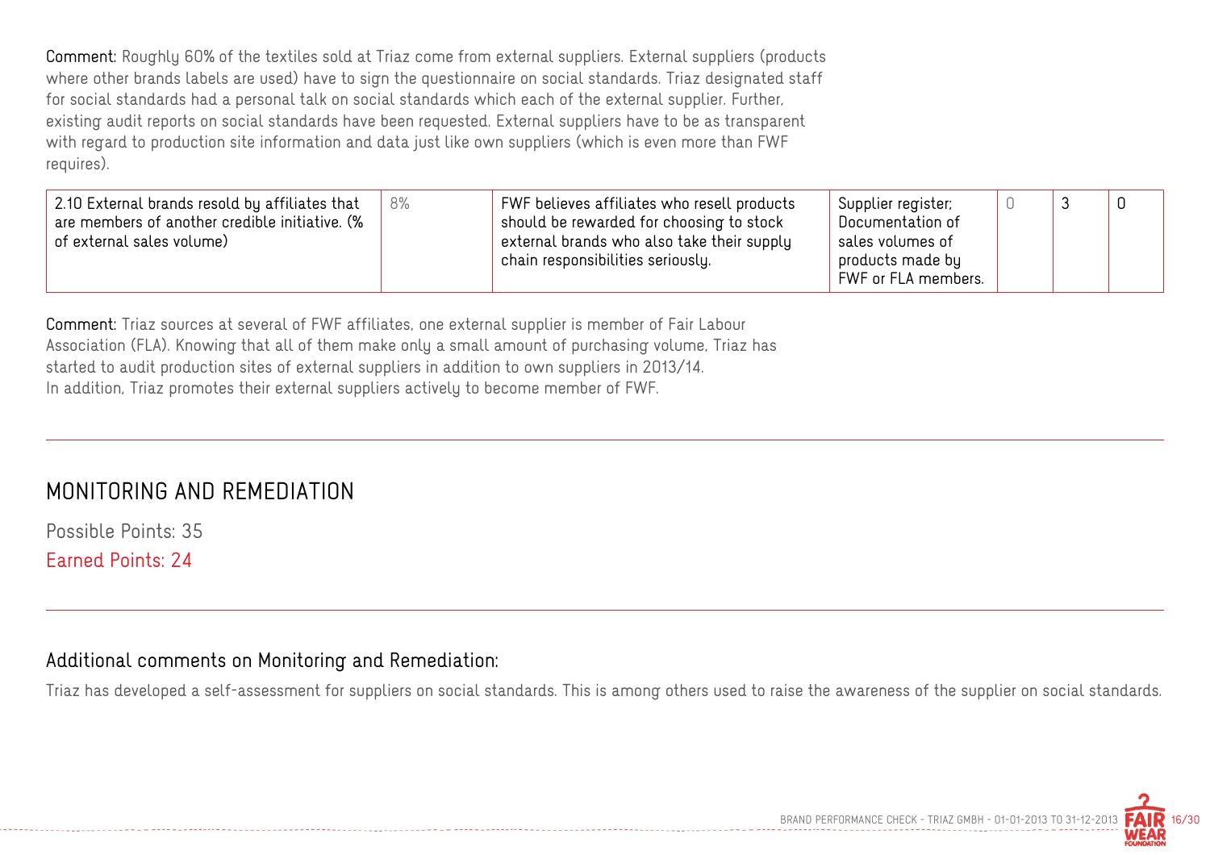**Comment:** Roughly 60% of the textiles sold at Triaz come from external suppliers. External suppliers (products where other brands labels are used) have to sign the questionnaire on social standards. Triaz designated staff for social standards had a personal talk on social standards which each of the external supplier. Further, existing audit reports on social standards have been requested. External suppliers have to be as transparent with regard to production site information and data just like own suppliers (which is even more than FWF requires).

| | | | | | | |
|---|---|---|---|---|---|---|
| 2.10 External brands resold by affiliates that are members of another credible initiative. (% of external sales volume) | 8% | FWF believes affiliates who resell products should be rewarded for choosing to stock external brands who also take their supply chain responsibilities seriously. | Supplier register; Documentation of sales volumes of products made by FWF or FLA members. | 0 | 3 | 0 |

**Comment:** Triaz sources at several of FWF affiliates, one external supplier is member of Fair Labour Association (FLA). Knowing that all of them make only a small amount of purchasing volume, Triaz has started to audit production sites of external suppliers in addition to own suppliers in 2013/14. In addition, Triaz promotes their external suppliers actively to become member of FWF.

## MONITORING AND REMEDIATION

Possible Points: 35

Earned Points: 24

### Additional comments on Monitoring and Remediation:

Triaz has developed a self-assessment for suppliers on social standards. This is among others used to raise the awareness of the supplier on social standards.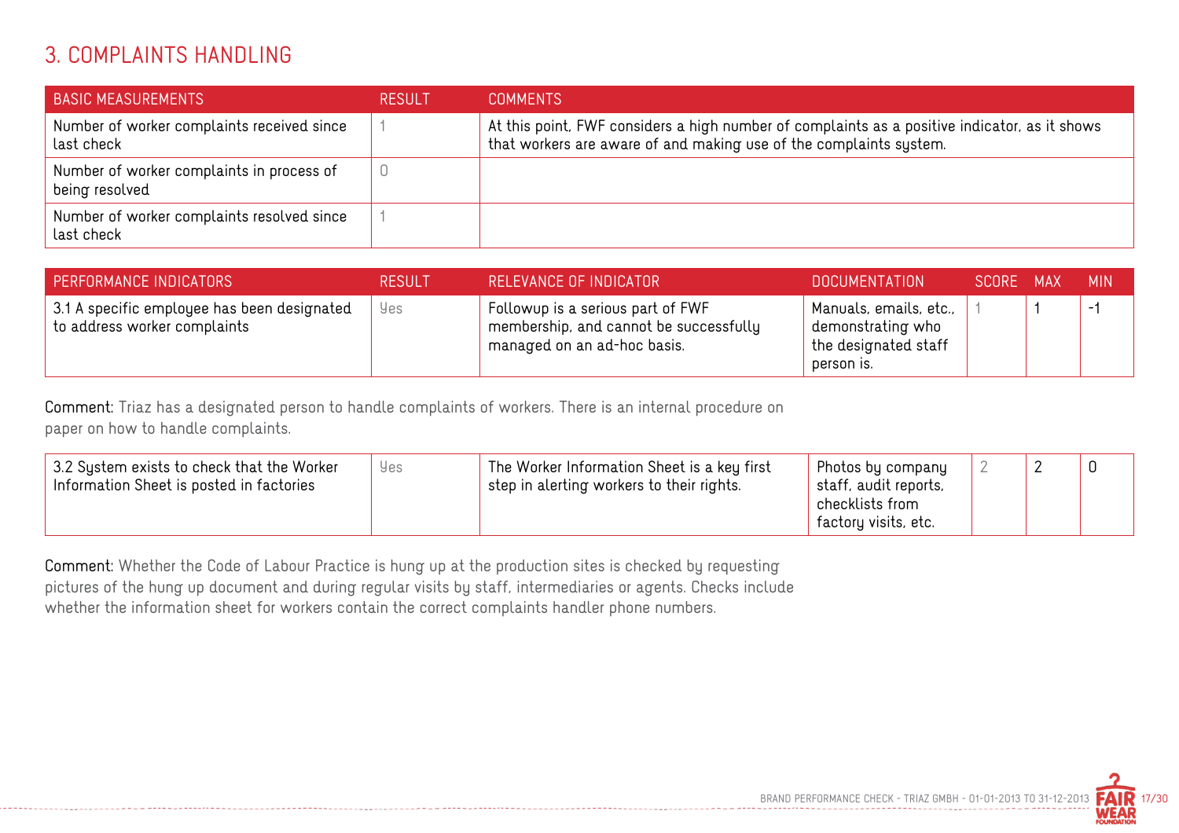## 3. COMPLAINTS HANDLING

| BASIC MEASUREMENTS | RESULT | COMMENTS |
|---|---|---|
| Number of worker complaints received since last check | 1 | At this point, FWF considers a high number of complaints as a positive indicator, as it shows that workers are aware of and making use of the complaints system. |
| Number of worker complaints in process of being resolved | 0 | |
| Number of worker complaints resolved since last check | 1 | |

| PERFORMANCE INDICATORS | RESULT | RELEVANCE OF INDICATOR | DOCUMENTATION | SCORE | MAX | MIN |
|---|---|---|---|---|---|---|
| 3.1 A specific employee has been designated to address worker complaints | Yes | Followup is a serious part of FWF membership, and cannot be successfully managed on an ad-hoc basis. | Manuals, emails, etc., demonstrating who the designated staff person is. | 1 | 1 | -1 |

**Comment:** Triaz has a designated person to handle complaints of workers. There is an internal procedure on paper on how to handle complaints.

| PERFORMANCE INDICATORS | RESULT | RELEVANCE OF INDICATOR | DOCUMENTATION | SCORE | MAX | MIN |
|---|---|---|---|---|---|---|
| 3.2 System exists to check that the Worker Information Sheet is posted in factories | Yes | The Worker Information Sheet is a key first step in alerting workers to their rights. | Photos by company staff, audit reports, checklists from factory visits, etc. | 2 | 2 | 0 |

**Comment:** Whether the Code of Labour Practice is hung up at the production sites is checked by requesting pictures of the hung up document and during regular visits by staff, intermediaries or agents. Checks include whether the information sheet for workers contain the correct complaints handler phone numbers.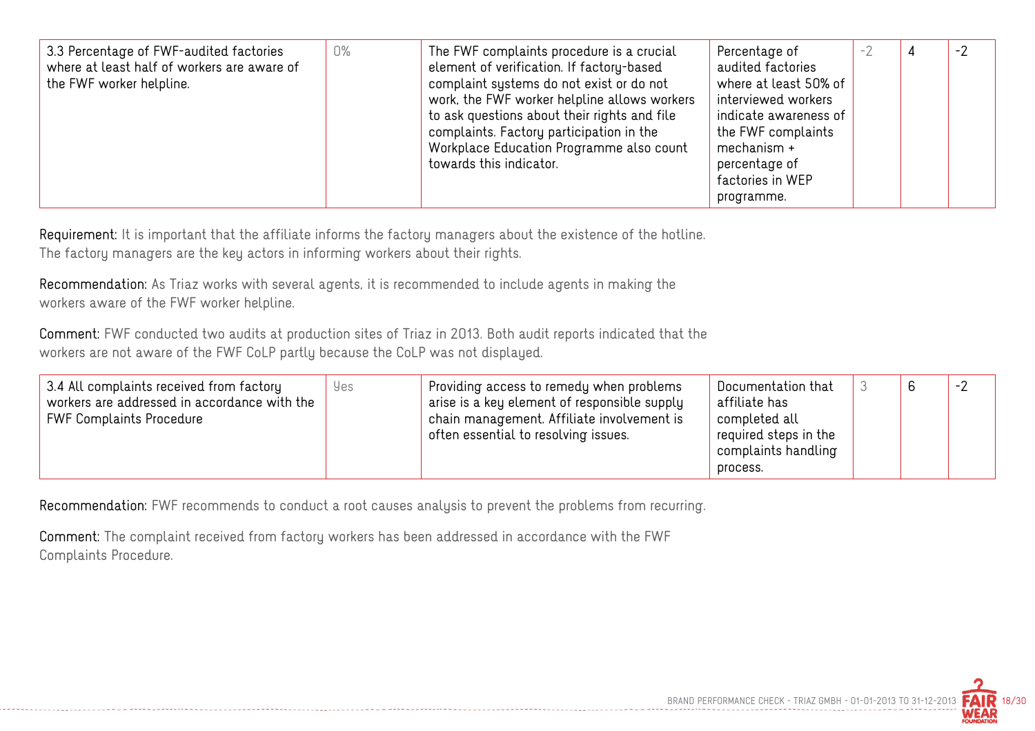| | | | | | | |
|---|---|---|---|---|---|---|
| 3.3 Percentage of FWF-audited factories where at least half of workers are aware of the FWF worker helpline. | 0% | The FWF complaints procedure is a crucial element of verification. If factory-based complaint systems do not exist or do not work, the FWF worker helpline allows workers to ask questions about their rights and file complaints. Factory participation in the Workplace Education Programme also count towards this indicator. | Percentage of audited factories where at least 50% of interviewed workers indicate awareness of the FWF complaints mechanism + percentage of factories in WEP programme. | -2 | 4 | -2 |

**Requirement:** It is important that the affiliate informs the factory managers about the existence of the hotline. The factory managers are the key actors in informing workers about their rights.

**Recommendation:** As Triaz works with several agents, it is recommended to include agents in making the workers aware of the FWF worker helpline.

**Comment:** FWF conducted two audits at production sites of Triaz in 2013. Both audit reports indicated that the workers are not aware of the FWF CoLP partly because the CoLP was not displayed.

| | | | | | | |
|---|---|---|---|---|---|---|
| 3.4 All complaints received from factory workers are addressed in accordance with the FWF Complaints Procedure | Yes | Providing access to remedy when problems arise is a key element of responsible supply chain management. Affiliate involvement is often essential to resolving issues. | Documentation that affiliate has completed all required steps in the complaints handling process. | 3 | 6 | -2 |

**Recommendation:** FWF recommends to conduct a root causes analysis to prevent the problems from recurring.

**Comment:** The complaint received from factory workers has been addressed in accordance with the FWF Complaints Procedure.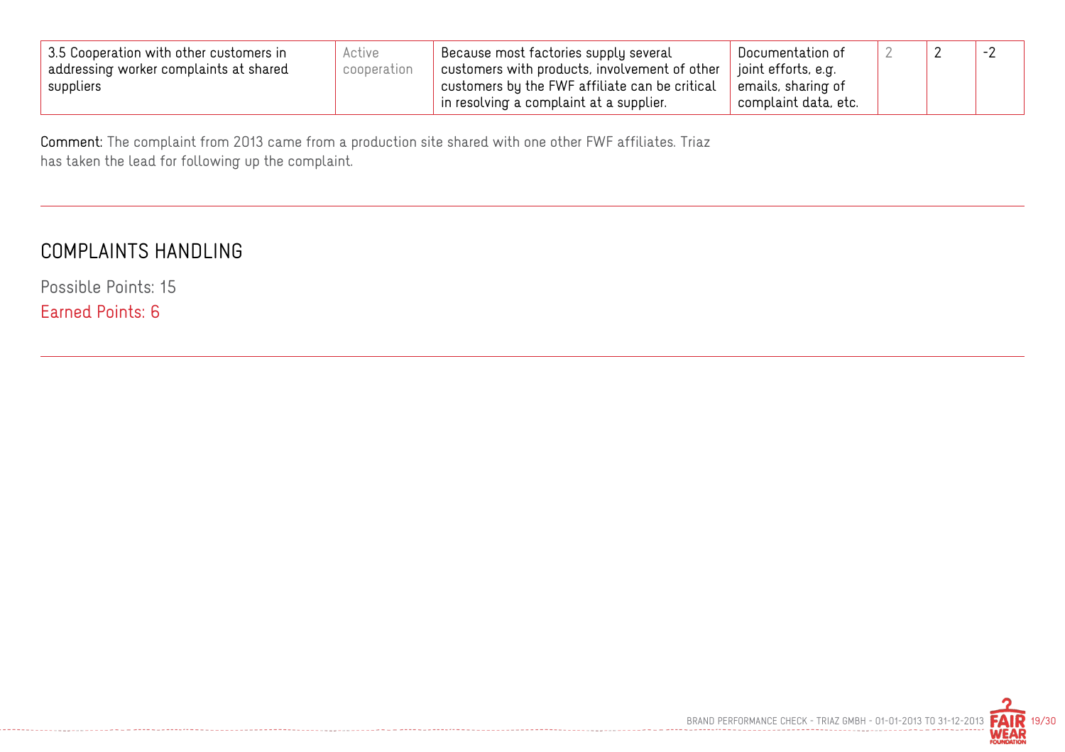| 3.5 Cooperation with other customers in addressing worker complaints at shared suppliers | Active cooperation | Because most factories supply several customers with products, involvement of other customers by the FWF affiliate can be critical in resolving a complaint at a supplier. | Documentation of joint efforts, e.g. emails, sharing of complaint data, etc. | 2 | 2 | -2 |
|---|---|---|---|---|---|---|

**Comment:** The complaint from 2013 came from a production site shared with one other FWF affiliates. Triaz has taken the lead for following up the complaint.

## COMPLAINTS HANDLING

Possible Points: 15

Earned Points: 6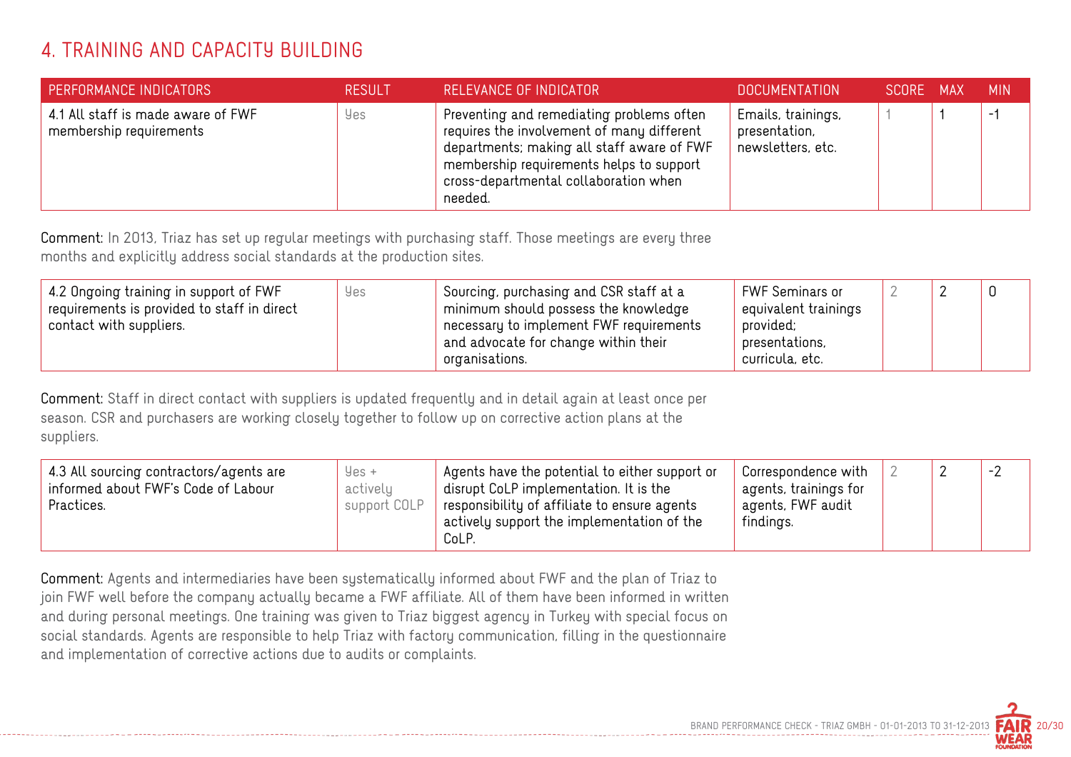# 4. TRAINING AND CAPACITY BUILDING

| PERFORMANCE INDICATORS | RESULT | RELEVANCE OF INDICATOR | DOCUMENTATION | SCORE | MAX | MIN |
|---|---|---|---|---|---|---|
| 4.1 All staff is made aware of FWF membership requirements | Yes | Preventing and remediating problems often requires the involvement of many different departments; making all staff aware of FWF membership requirements helps to support cross-departmental collaboration when needed. | Emails, trainings, presentation, newsletters, etc. | 1 | 1 | -1 |

**Comment:** In 2013, Triaz has set up regular meetings with purchasing staff. Those meetings are every three months and explicitly address social standards at the production sites.

| PERFORMANCE INDICATORS | RESULT | RELEVANCE OF INDICATOR | DOCUMENTATION | SCORE | MAX | MIN |
|---|---|---|---|---|---|---|
| 4.2 Ongoing training in support of FWF requirements is provided to staff in direct contact with suppliers. | Yes | Sourcing, purchasing and CSR staff at a minimum should possess the knowledge necessary to implement FWF requirements and advocate for change within their organisations. | FWF Seminars or equivalent trainings provided; presentations, curricula, etc. | 2 | 2 | 0 |

**Comment:** Staff in direct contact with suppliers is updated frequently and in detail again at least once per season. CSR and purchasers are working closely together to follow up on corrective action plans at the suppliers.

| PERFORMANCE INDICATORS | RESULT | RELEVANCE OF INDICATOR | DOCUMENTATION | SCORE | MAX | MIN |
|---|---|---|---|---|---|---|
| 4.3 All sourcing contractors/agents are informed about FWF's Code of Labour Practices. | Yes + actively support COLP | Agents have the potential to either support or disrupt CoLP implementation. It is the responsibility of affiliate to ensure agents actively support the implementation of the CoLP. | Correspondence with agents, trainings for agents, FWF audit findings. | 2 | 2 | -2 |

**Comment:** Agents and intermediaries have been systematically informed about FWF and the plan of Triaz to join FWF well before the company actually became a FWF affiliate. All of them have been informed in written and during personal meetings. One training was given to Triaz biggest agency in Turkey with special focus on social standards. Agents are responsible to help Triaz with factory communication, filling in the questionnaire and implementation of corrective actions due to audits or complaints.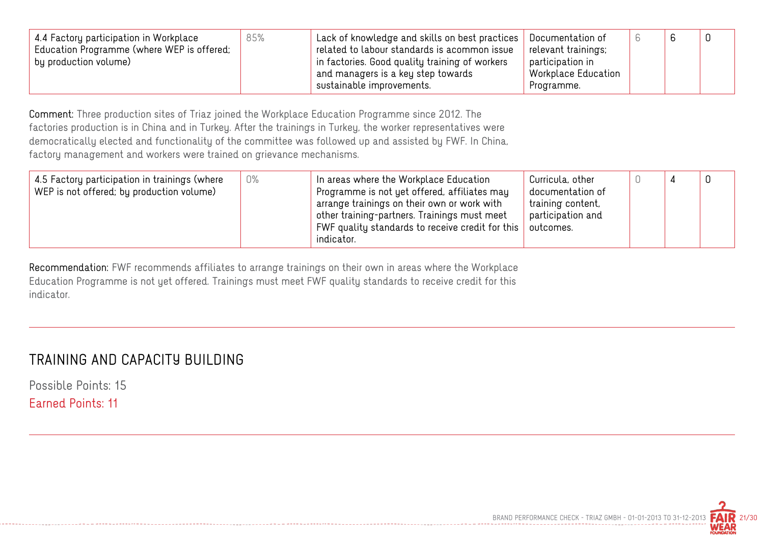| 4.4 Factory participation in Workplace Education Programme (where WEP is offered; by production volume) | 85% | Lack of knowledge and skills on best practices related to labour standards is acommon issue in factories. Good quality training of workers and managers is a key step towards sustainable improvements. | Documentation of relevant trainings; participation in Workplace Education Programme. | 6 | 6 | 0 |
|---|---|---|---|---|---|---|

**Comment:** Three production sites of Triaz joined the Workplace Education Programme since 2012. The factories production is in China and in Turkey. After the trainings in Turkey, the worker representatives were democratically elected and functionality of the committee was followed up and assisted by FWF. In China, factory management and workers were trained on grievance mechanisms.

| 4.5 Factory participation in trainings (where WEP is not offered; by production volume) | 0% | In areas where the Workplace Education Programme is not yet offered, affiliates may arrange trainings on their own or work with other training-partners. Trainings must meet FWF quality standards to receive credit for this indicator. | Curricula, other documentation of training content, participation and outcomes. | 0 | 4 | 0 |
|---|---|---|---|---|---|---|

**Recommendation:** FWF recommends affiliates to arrange trainings on their own in areas where the Workplace Education Programme is not yet offered. Trainings must meet FWF quality standards to receive credit for this indicator.

## TRAINING AND CAPACITY BUILDING

Possible Points: 15

Earned Points: 11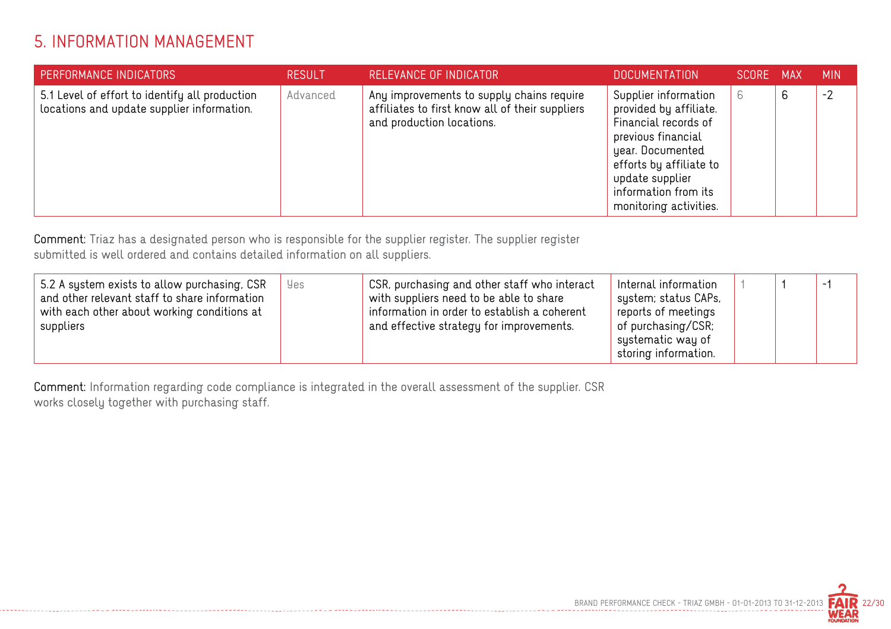## 5. INFORMATION MANAGEMENT

| PERFORMANCE INDICATORS | RESULT | RELEVANCE OF INDICATOR | DOCUMENTATION | SCORE | MAX | MIN |
|---|---|---|---|---|---|---|
| 5.1 Level of effort to identify all production locations and update supplier information. | Advanced | Any improvements to supply chains require affiliates to first know all of their suppliers and production locations. | Supplier information provided by affiliate. Financial records of previous financial year. Documented efforts by affiliate to update supplier information from its monitoring activities. | 6 | 6 | -2 |

**Comment:** Triaz has a designated person who is responsible for the supplier register. The supplier register submitted is well ordered and contains detailed information on all suppliers.

| PERFORMANCE INDICATORS | RESULT | RELEVANCE OF INDICATOR | DOCUMENTATION | SCORE | MAX | MIN |
|---|---|---|---|---|---|---|
| 5.2 A system exists to allow purchasing, CSR and other relevant staff to share information with each other about working conditions at suppliers | Yes | CSR, purchasing and other staff who interact with suppliers need to be able to share information in order to establish a coherent and effective strategy for improvements. | Internal information system; status CAPs, reports of meetings of purchasing/CSR; systematic way of storing information. | 1 | 1 | -1 |

**Comment:** Information regarding code compliance is integrated in the overall assessment of the supplier. CSR works closely together with purchasing staff.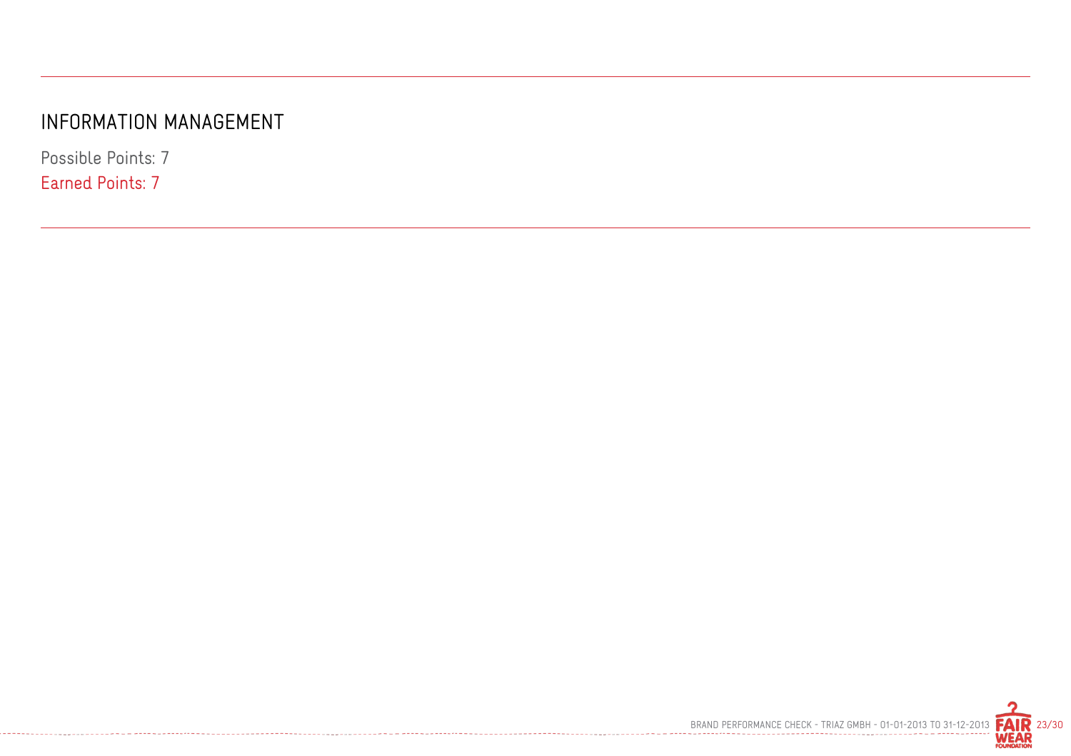# INFORMATION MANAGEMENT

Possible Points: 7

Earned Points: 7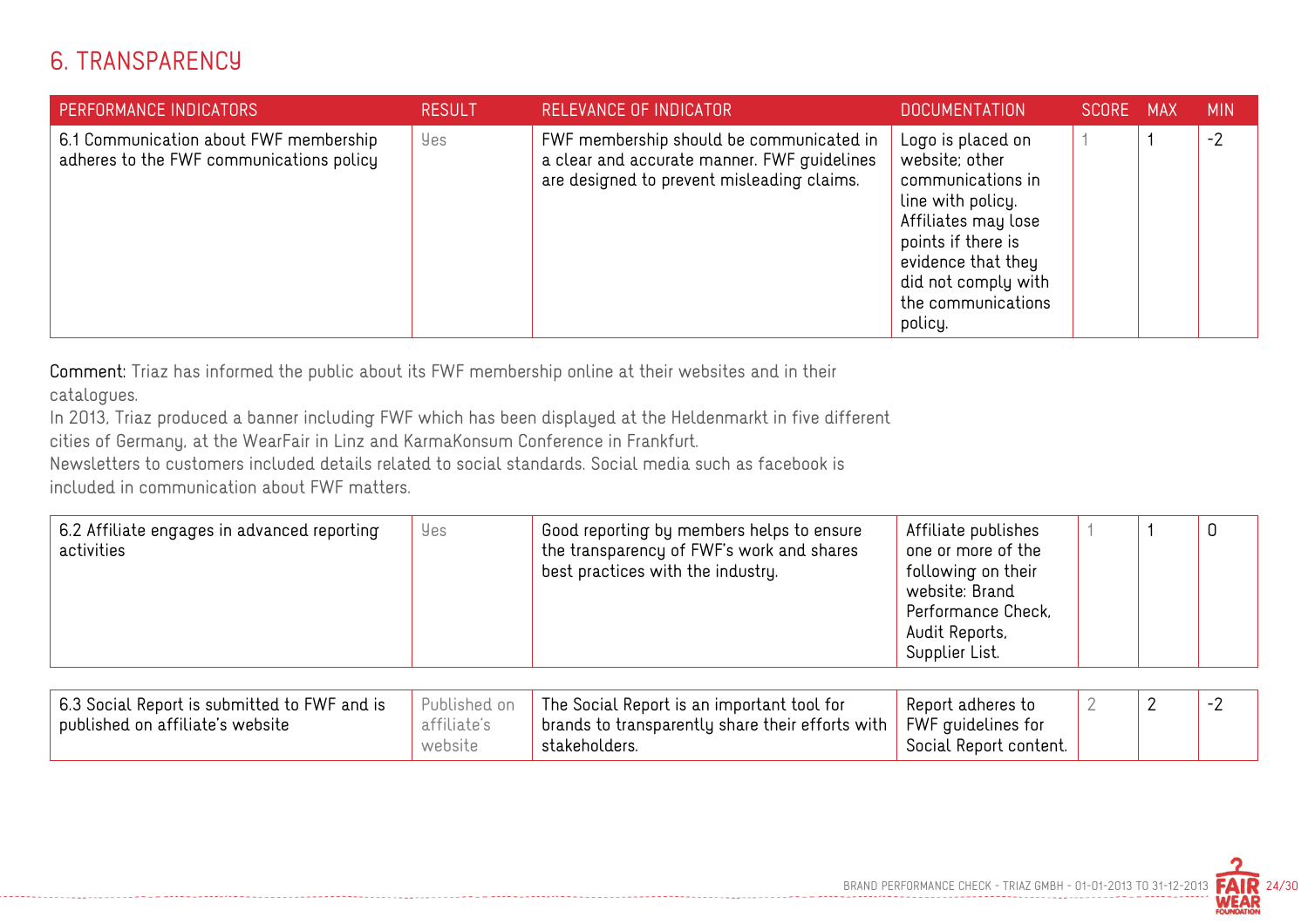## 6. TRANSPARENCY

| PERFORMANCE INDICATORS | RESULT | RELEVANCE OF INDICATOR | DOCUMENTATION | SCORE | MAX | MIN |
|---|---|---|---|---|---|---|
| 6.1 Communication about FWF membership adheres to the FWF communications policy | Yes | FWF membership should be communicated in a clear and accurate manner. FWF guidelines are designed to prevent misleading claims. | Logo is placed on website; other communications in line with policy. Affiliates may lose points if there is evidence that they did not comply with the communications policy. | 1 | 1 | -2 |

**Comment:** Triaz has informed the public about its FWF membership online at their websites and in their catalogues.
In 2013, Triaz produced a banner including FWF which has been displayed at the Heldenmarkt in five different cities of Germany, at the WearFair in Linz and KarmaKonsum Conference in Frankfurt.
Newsletters to customers included details related to social standards. Social media such as facebook is included in communication about FWF matters.

| PERFORMANCE INDICATORS | RESULT | RELEVANCE OF INDICATOR | DOCUMENTATION | SCORE | MAX | MIN |
|---|---|---|---|---|---|---|
| 6.2 Affiliate engages in advanced reporting activities | Yes | Good reporting by members helps to ensure the transparency of FWF's work and shares best practices with the industry. | Affiliate publishes one or more of the following on their website: Brand Performance Check, Audit Reports, Supplier List. | 1 | 1 | 0 |
| 6.3 Social Report is submitted to FWF and is published on affiliate's website | Published on affiliate's website | The Social Report is an important tool for brands to transparently share their efforts with stakeholders. | Report adheres to FWF guidelines for Social Report content. | 2 | 2 | -2 |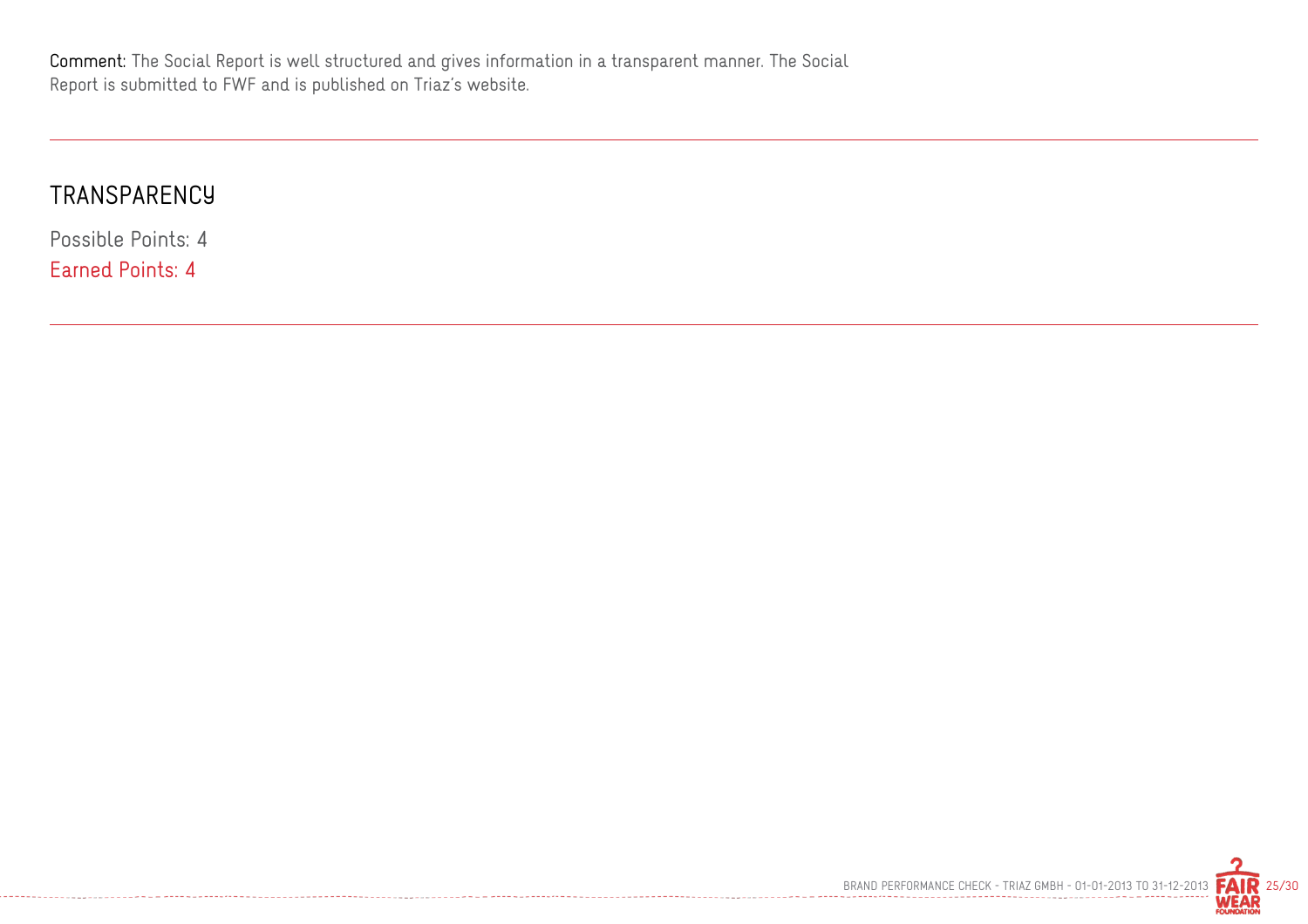**Comment:** The Social Report is well structured and gives information in a transparent manner. The Social Report is submitted to FWF and is published on Triaz's website.

## TRANSPARENCY

Possible Points: 4

Earned Points: 4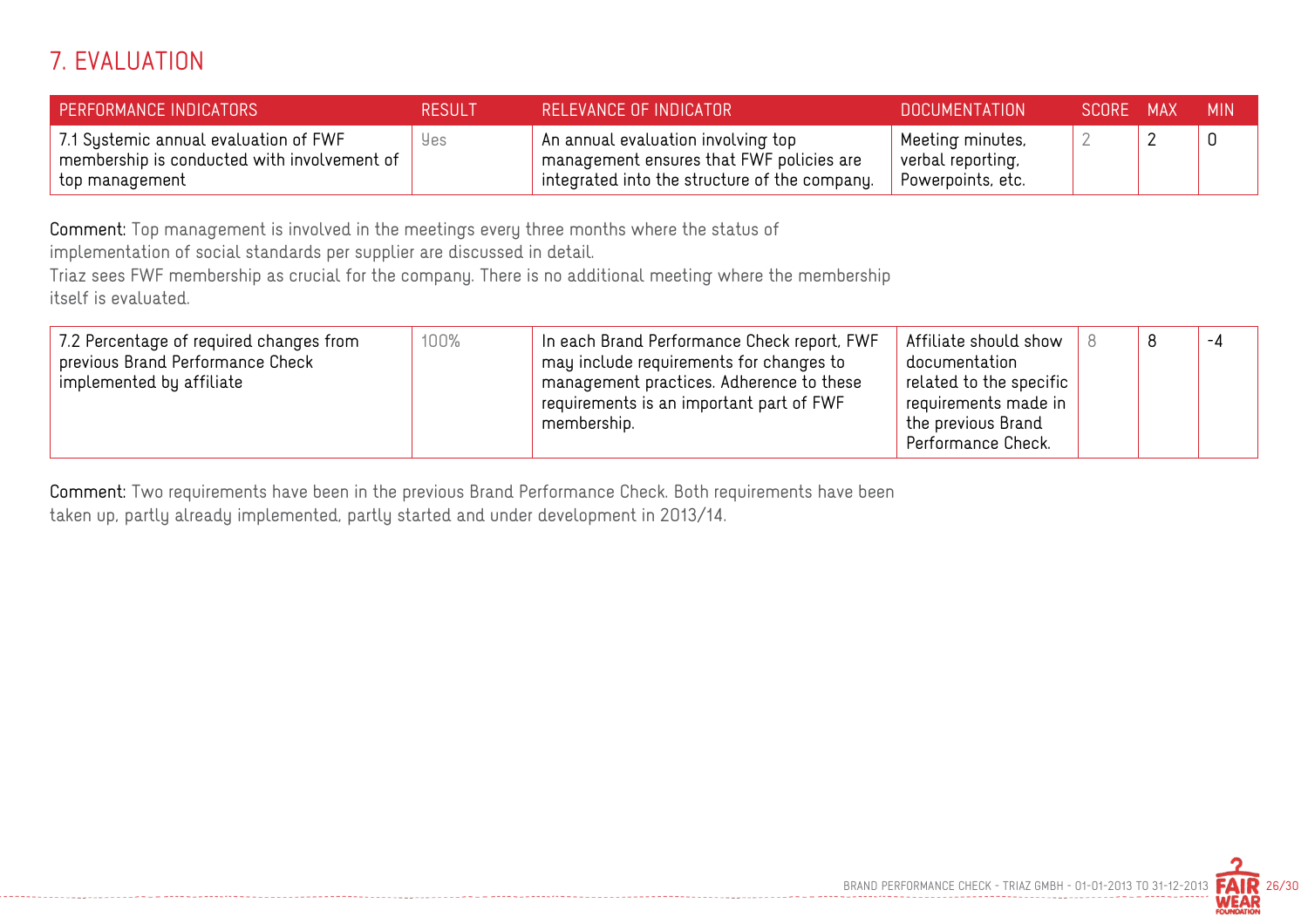# 7. EVALUATION

| PERFORMANCE INDICATORS | RESULT | RELEVANCE OF INDICATOR | DOCUMENTATION | SCORE | MAX | MIN |
|---|---|---|---|---|---|---|
| 7.1 Systemic annual evaluation of FWF membership is conducted with involvement of top management | Yes | An annual evaluation involving top management ensures that FWF policies are integrated into the structure of the company. | Meeting minutes, verbal reporting, Powerpoints, etc. | 2 | 2 | 0 |

**Comment:** Top management is involved in the meetings every three months where the status of implementation of social standards per supplier are discussed in detail.
Triaz sees FWF membership as crucial for the company. There is no additional meeting where the membership itself is evaluated.

| PERFORMANCE INDICATORS | RESULT | RELEVANCE OF INDICATOR | DOCUMENTATION | SCORE | MAX | MIN |
|---|---|---|---|---|---|---|
| 7.2 Percentage of required changes from previous Brand Performance Check implemented by affiliate | 100% | In each Brand Performance Check report, FWF may include requirements for changes to management practices. Adherence to these requirements is an important part of FWF membership. | Affiliate should show documentation related to the specific requirements made in the previous Brand Performance Check. | 8 | 8 | -4 |

**Comment:** Two requirements have been in the previous Brand Performance Check. Both requirements have been taken up, partly already implemented, partly started and under development in 2013/14.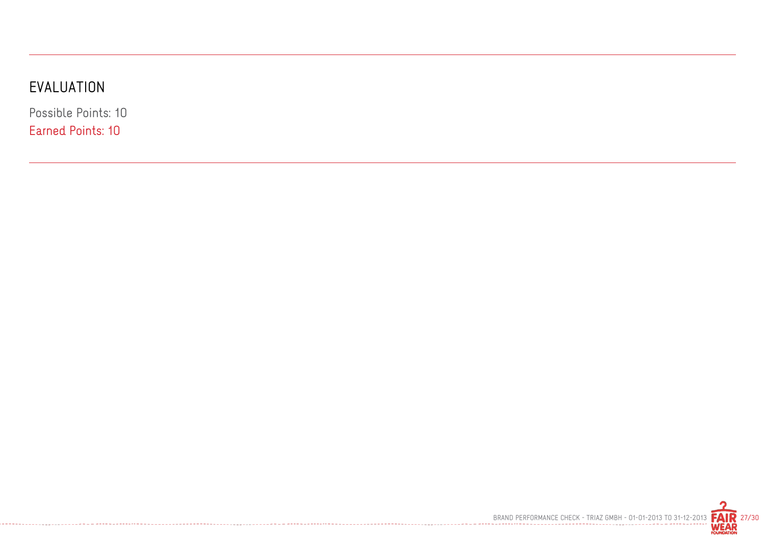## EVALUATION

Possible Points: 10

Earned Points: 10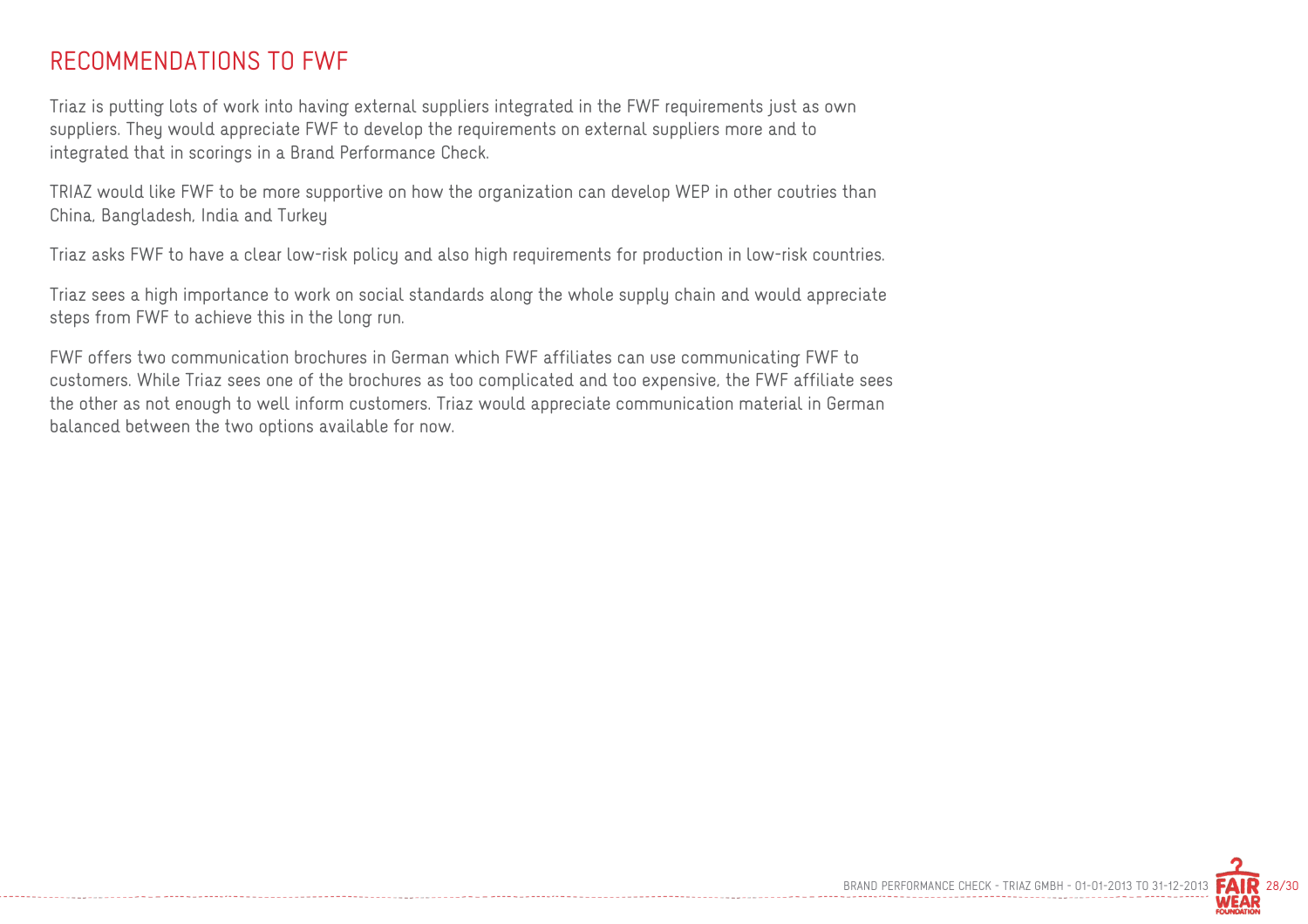# RECOMMENDATIONS TO FWF

Triaz is putting lots of work into having external suppliers integrated in the FWF requirements just as own suppliers. They would appreciate FWF to develop the requirements on external suppliers more and to integrated that in scorings in a Brand Performance Check.

TRIAZ would like FWF to be more supportive on how the organization can develop WEP in other coutries than China, Bangladesh, India and Turkey

Triaz asks FWF to have a clear low-risk policy and also high requirements for production in low-risk countries.

Triaz sees a high importance to work on social standards along the whole supply chain and would appreciate steps from FWF to achieve this in the long run.

FWF offers two communication brochures in German which FWF affiliates can use communicating FWF to customers. While Triaz sees one of the brochures as too complicated and too expensive, the FWF affiliate sees the other as not enough to well inform customers. Triaz would appreciate communication material in German balanced between the two options available for now.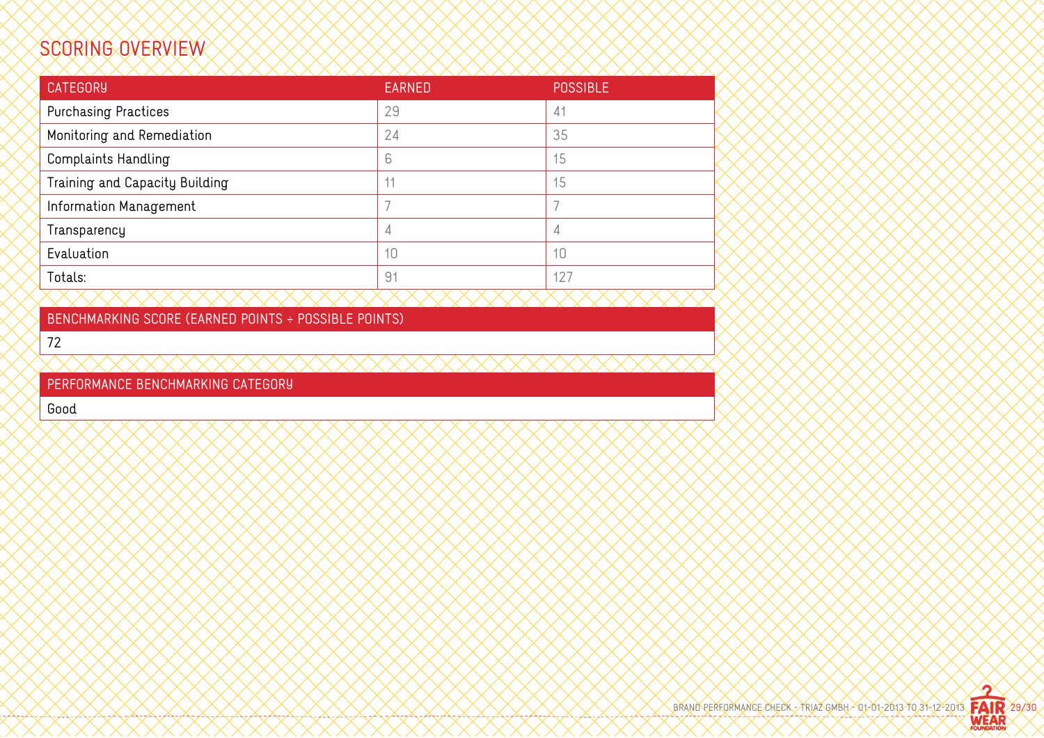# SCORING OVERVIEW

| CATEGORY | EARNED | POSSIBLE |
|---|---|---|
| Purchasing Practices | 29 | 41 |
| Monitoring and Remediation | 24 | 35 |
| Complaints Handling | 6 | 15 |
| Training and Capacity Building | 11 | 15 |
| Information Management | 7 | 7 |
| Transparency | 4 | 4 |
| Evaluation | 10 | 10 |
| Totals: | 91 | 127 |

| BENCHMARKING SCORE (EARNED POINTS ÷ POSSIBLE POINTS) |
|---|
| 72 |

| PERFORMANCE BENCHMARKING CATEGORY |
|---|
| Good |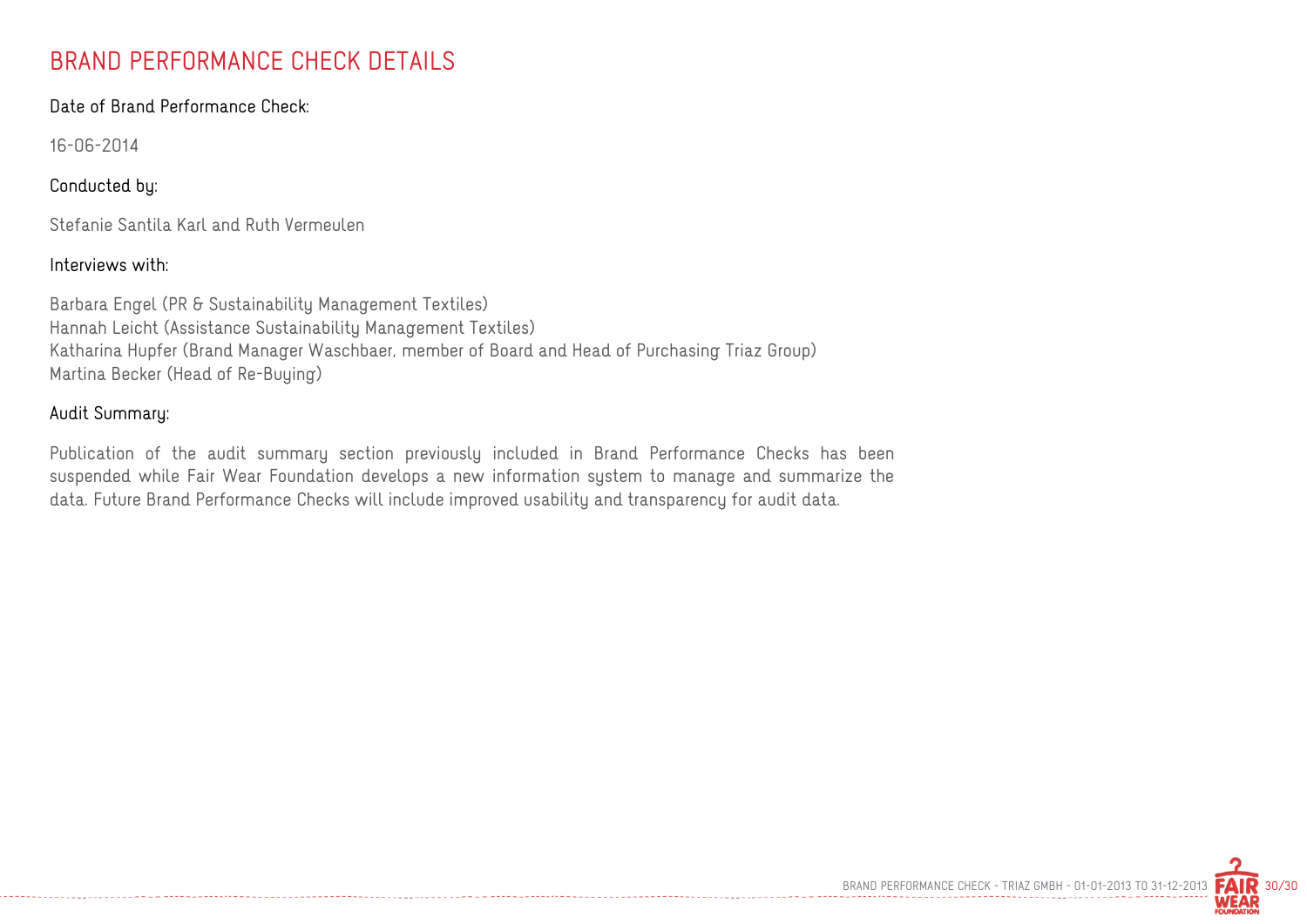# BRAND PERFORMANCE CHECK DETAILS

**Date of Brand Performance Check:**

16-06-2014

**Conducted by:**

Stefanie Santila Karl and Ruth Vermeulen

**Interviews with:**

Barbara Engel (PR & Sustainability Management Textiles)
Hannah Leicht (Assistance Sustainability Management Textiles)
Katharina Hupfer (Brand Manager Waschbaer, member of Board and Head of Purchasing Triaz Group)
Martina Becker (Head of Re-Buying)

**Audit Summary:**

Publication of the audit summary section previously included in Brand Performance Checks has been suspended while Fair Wear Foundation develops a new information system to manage and summarize the data. Future Brand Performance Checks will include improved usability and transparency for audit data.